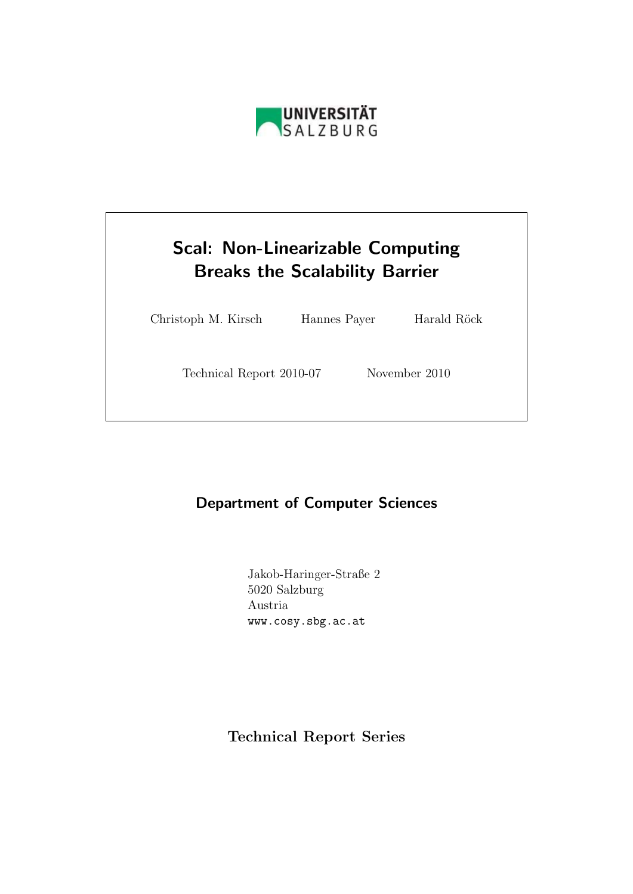UNIVERSITÄT SALZBURG

# Scal: Non-Linearizable Computing Breaks the Scalability Barrier

Christoph M. Kirsch Hannes Payer Harald Röck

Technical Report 2010-07 November 2010

## Department of Computer Sciences

Jakob-Haringer-Straße 2
5020 Salzburg
Austria
www.cosy.sbg.ac.at

**Technical Report Series**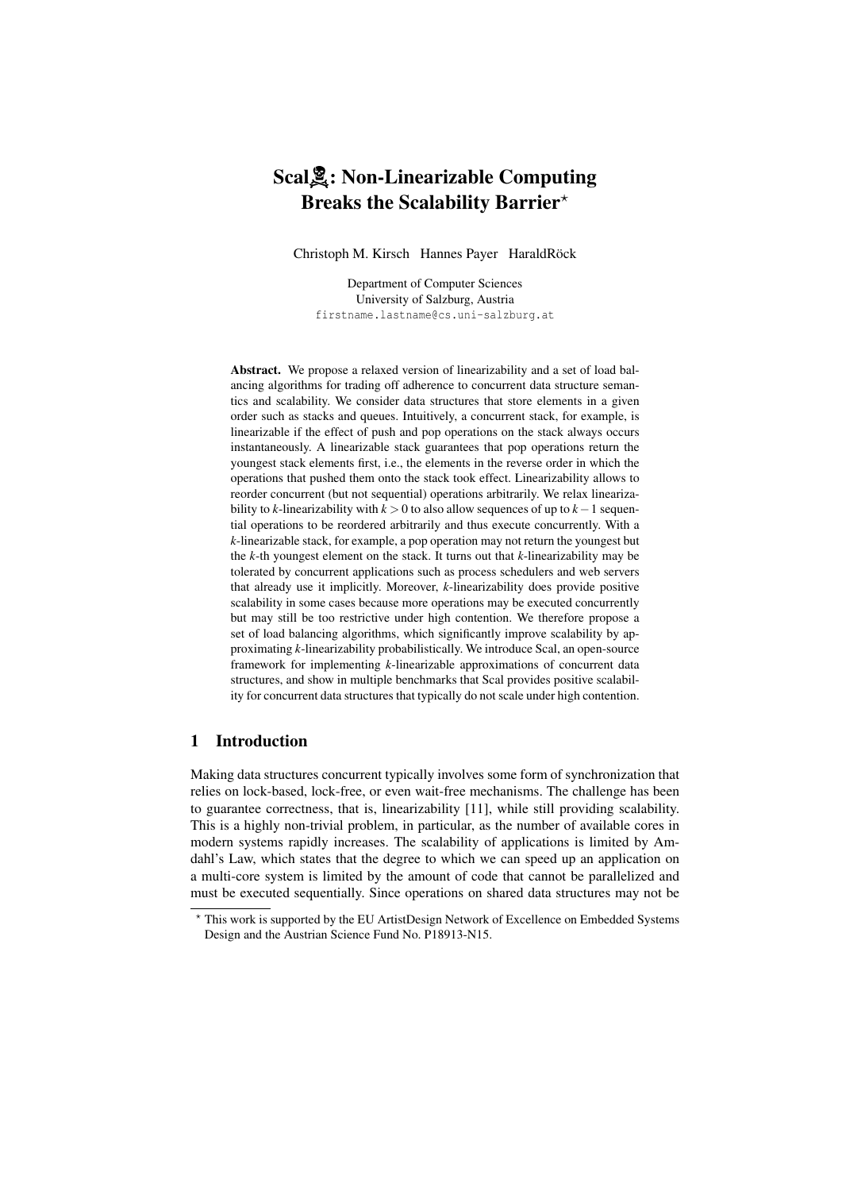# Scal☠: Non-Linearizable Computing Breaks the Scalability Barrier*

Christoph M. Kirsch Hannes Payer HaraldRöck

Department of Computer Sciences
University of Salzburg, Austria
firstname.lastname@cs.uni-salzburg.at

**Abstract.** We propose a relaxed version of linearizability and a set of load balancing algorithms for trading off adherence to concurrent data structure semantics and scalability. We consider data structures that store elements in a given order such as stacks and queues. Intuitively, a concurrent stack, for example, is linearizable if the effect of push and pop operations on the stack always occurs instantaneously. A linearizable stack guarantees that pop operations return the youngest stack elements first, i.e., the elements in the reverse order in which the operations that pushed them onto the stack took effect. Linearizability allows to reorder concurrent (but not sequential) operations arbitrarily. We relax linearizability to *k*-linearizability with $k > 0$ to also allow sequences of up to $k-1$ sequential operations to be reordered arbitrarily and thus execute concurrently. With a *k*-linearizable stack, for example, a pop operation may not return the youngest but the *k*-th youngest element on the stack. It turns out that *k*-linearizability may be tolerated by concurrent applications such as process schedulers and web servers that already use it implicitly. Moreover, *k*-linearizability does provide positive scalability in some cases because more operations may be executed concurrently but may still be too restrictive under high contention. We therefore propose a set of load balancing algorithms, which significantly improve scalability by approximating *k*-linearizability probabilistically. We introduce Scal, an open-source framework for implementing *k*-linearizable approximations of concurrent data structures, and show in multiple benchmarks that Scal provides positive scalability for concurrent data structures that typically do not scale under high contention.

## 1 Introduction

Making data structures concurrent typically involves some form of synchronization that relies on lock-based, lock-free, or even wait-free mechanisms. The challenge has been to guarantee correctness, that is, linearizability [11], while still providing scalability. This is a highly non-trivial problem, in particular, as the number of available cores in modern systems rapidly increases. The scalability of applications is limited by Amdahl's Law, which states that the degree to which we can speed up an application on a multi-core system is limited by the amount of code that cannot be parallelized and must be executed sequentially. Since operations on shared data structures may not be

* This work is supported by the EU ArtistDesign Network of Excellence on Embedded Systems Design and the Austrian Science Fund No. P18913-N15.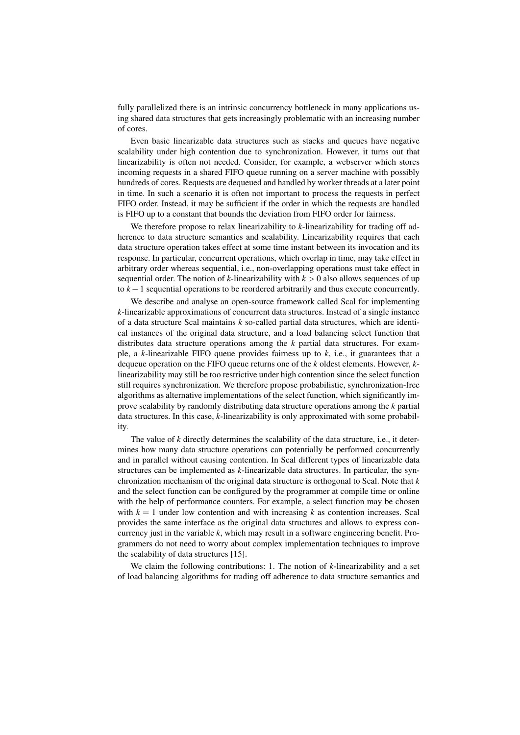fully parallelized there is an intrinsic concurrency bottleneck in many applications using shared data structures that gets increasingly problematic with an increasing number of cores.

Even basic linearizable data structures such as stacks and queues have negative scalability under high contention due to synchronization. However, it turns out that linearizability is often not needed. Consider, for example, a webserver which stores incoming requests in a shared FIFO queue running on a server machine with possibly hundreds of cores. Requests are dequeued and handled by worker threads at a later point in time. In such a scenario it is often not important to process the requests in perfect FIFO order. Instead, it may be sufficient if the order in which the requests are handled is FIFO up to a constant that bounds the deviation from FIFO order for fairness.

We therefore propose to relax linearizability to $k$-linearizability for trading off adherence to data structure semantics and scalability. Linearizability requires that each data structure operation takes effect at some time instant between its invocation and its response. In particular, concurrent operations, which overlap in time, may take effect in arbitrary order whereas sequential, i.e., non-overlapping operations must take effect in sequential order. The notion of $k$-linearizability with $k > 0$ also allows sequences of up to $k-1$ sequential operations to be reordered arbitrarily and thus execute concurrently.

We describe and analyse an open-source framework called Scal for implementing $k$-linearizable approximations of concurrent data structures. Instead of a single instance of a data structure Scal maintains $k$ so-called partial data structures, which are identical instances of the original data structure, and a load balancing select function that distributes data structure operations among the $k$ partial data structures. For example, a $k$-linearizable FIFO queue provides fairness up to $k$, i.e., it guarantees that a dequeue operation on the FIFO queue returns one of the $k$ oldest elements. However, $k$-linearizability may still be too restrictive under high contention since the select function still requires synchronization. We therefore propose probabilistic, synchronization-free algorithms as alternative implementations of the select function, which significantly improve scalability by randomly distributing data structure operations among the $k$ partial data structures. In this case, $k$-linearizability is only approximated with some probability.

The value of $k$ directly determines the scalability of the data structure, i.e., it determines how many data structure operations can potentially be performed concurrently and in parallel without causing contention. In Scal different types of linearizable data structures can be implemented as $k$-linearizable data structures. In particular, the synchronization mechanism of the original data structure is orthogonal to Scal. Note that $k$ and the select function can be configured by the programmer at compile time or online with the help of performance counters. For example, a select function may be chosen with $k = 1$ under low contention and with increasing $k$ as contention increases. Scal provides the same interface as the original data structures and allows to express concurrency just in the variable $k$, which may result in a software engineering benefit. Programmers do not need to worry about complex implementation techniques to improve the scalability of data structures [15].

We claim the following contributions: 1. The notion of $k$-linearizability and a set of load balancing algorithms for trading off adherence to data structure semantics and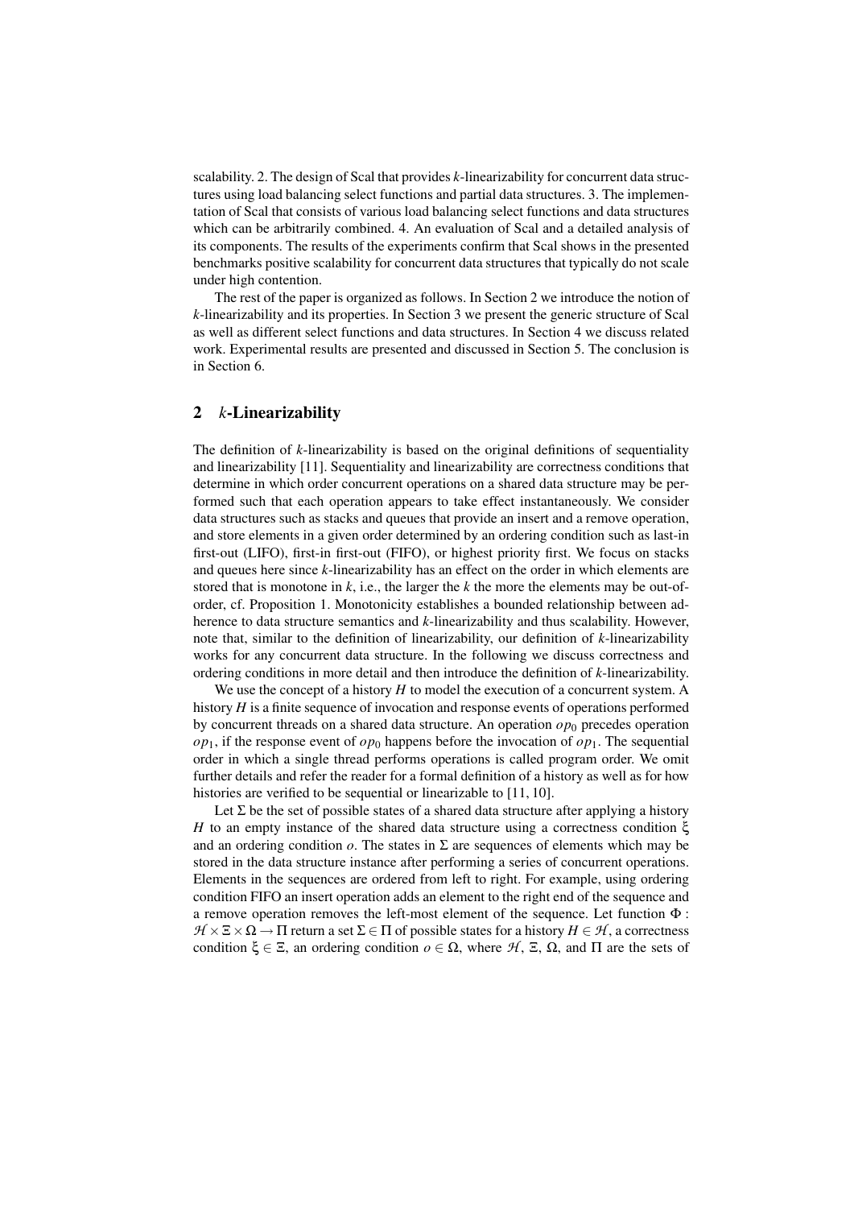scalability. 2. The design of Scal that provides $k$-linearizability for concurrent data structures using load balancing select functions and partial data structures. 3. The implementation of Scal that consists of various load balancing select functions and data structures which can be arbitrarily combined. 4. An evaluation of Scal and a detailed analysis of its components. The results of the experiments confirm that Scal shows in the presented benchmarks positive scalability for concurrent data structures that typically do not scale under high contention.

The rest of the paper is organized as follows. In Section 2 we introduce the notion of $k$-linearizability and its properties. In Section 3 we present the generic structure of Scal as well as different select functions and data structures. In Section 4 we discuss related work. Experimental results are presented and discussed in Section 5. The conclusion is in Section 6.

## 2 $k$-Linearizability

The definition of $k$-linearizability is based on the original definitions of sequentiality and linearizability [11]. Sequentiality and linearizability are correctness conditions that determine in which order concurrent operations on a shared data structure may be performed such that each operation appears to take effect instantaneously. We consider data structures such as stacks and queues that provide an insert and a remove operation, and store elements in a given order determined by an ordering condition such as last-in first-out (LIFO), first-in first-out (FIFO), or highest priority first. We focus on stacks and queues here since $k$-linearizability has an effect on the order in which elements are stored that is monotone in $k$, i.e., the larger the $k$ the more the elements may be out-of-order, cf. Proposition 1. Monotonicity establishes a bounded relationship between adherence to data structure semantics and $k$-linearizability and thus scalability. However, note that, similar to the definition of linearizability, our definition of $k$-linearizability works for any concurrent data structure. In the following we discuss correctness and ordering conditions in more detail and then introduce the definition of $k$-linearizability.

We use the concept of a history $H$ to model the execution of a concurrent system. A history $H$ is a finite sequence of invocation and response events of operations performed by concurrent threads on a shared data structure. An operation $op_0$ precedes operation $op_1$, if the response event of $op_0$ happens before the invocation of $op_1$. The sequential order in which a single thread performs operations is called program order. We omit further details and refer the reader for a formal definition of a history as well as for how histories are verified to be sequential or linearizable to [11, 10].

Let $\Sigma$ be the set of possible states of a shared data structure after applying a history $H$ to an empty instance of the shared data structure using a correctness condition $\xi$ and an ordering condition $o$. The states in $\Sigma$ are sequences of elements which may be stored in the data structure instance after performing a series of concurrent operations. Elements in the sequences are ordered from left to right. For example, using ordering condition FIFO an insert operation adds an element to the right end of the sequence and a remove operation removes the left-most element of the sequence. Let function $\Phi : \mathcal{H} \times \Xi \times \Omega \rightarrow \Pi$ return a set $\Sigma \in \Pi$ of possible states for a history $H \in \mathcal{H}$, a correctness condition $\xi \in \Xi$, an ordering condition $o \in \Omega$, where $\mathcal{H}$, $\Xi$, $\Omega$, and $\Pi$ are the sets of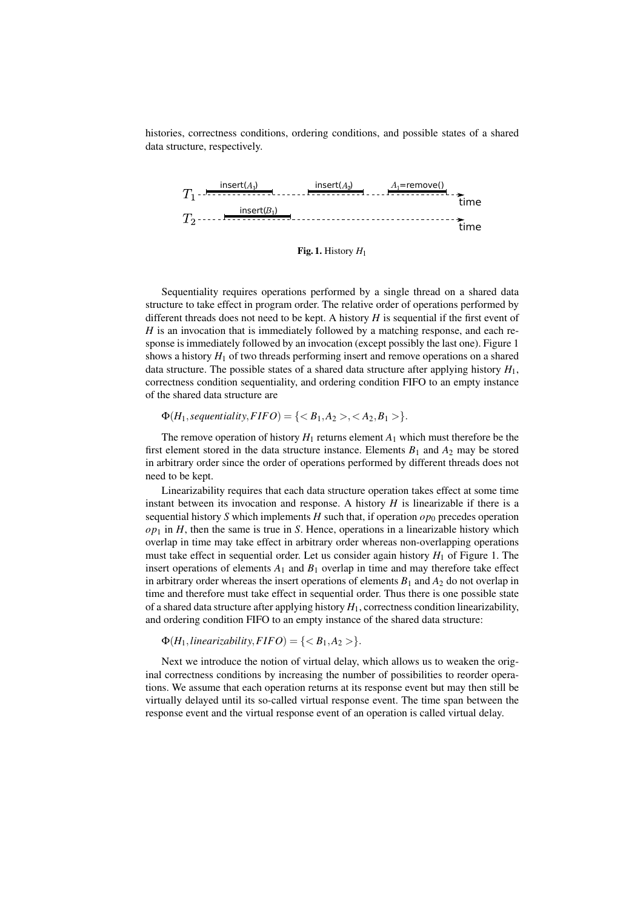histories, correctness conditions, ordering conditions, and possible states of a shared data structure, respectively.

**Fig. 1.** History $H_1$

Sequentiality requires operations performed by a single thread on a shared data structure to take effect in program order. The relative order of operations performed by different threads does not need to be kept. A history $H$ is sequential if the first event of $H$ is an invocation that is immediately followed by a matching response, and each response is immediately followed by an invocation (except possibly the last one). Figure 1 shows a history $H_1$ of two threads performing insert and remove operations on a shared data structure. The possible states of a shared data structure after applying history $H_1$, correctness condition sequentiality, and ordering condition FIFO to an empty instance of the shared data structure are

$$\Phi(H_1, \mathit{sequentiality}, \mathit{FIFO}) = \{<B_1, A_2>, <A_2, B_1>\}.$$

The remove operation of history $H_1$ returns element $A_1$ which must therefore be the first element stored in the data structure instance. Elements $B_1$ and $A_2$ may be stored in arbitrary order since the order of operations performed by different threads does not need to be kept.

Linearizability requires that each data structure operation takes effect at some time instant between its invocation and response. A history $H$ is linearizable if there is a sequential history $S$ which implements $H$ such that, if operation $op_0$ precedes operation $op_1$ in $H$, then the same is true in $S$. Hence, operations in a linearizable history which overlap in time may take effect in arbitrary order whereas non-overlapping operations must take effect in sequential order. Let us consider again history $H_1$ of Figure 1. The insert operations of elements $A_1$ and $B_1$ overlap in time and may therefore take effect in arbitrary order whereas the insert operations of elements $B_1$ and $A_2$ do not overlap in time and therefore must take effect in sequential order. Thus there is one possible state of a shared data structure after applying history $H_1$, correctness condition linearizability, and ordering condition FIFO to an empty instance of the shared data structure:

$$\Phi(H_1, \mathit{linearizability}, \mathit{FIFO}) = \{<B_1, A_2>\}.$$

Next we introduce the notion of virtual delay, which allows us to weaken the original correctness conditions by increasing the number of possibilities to reorder operations. We assume that each operation returns at its response event but may then still be virtually delayed until its so-called virtual response event. The time span between the response event and the virtual response event of an operation is called virtual delay.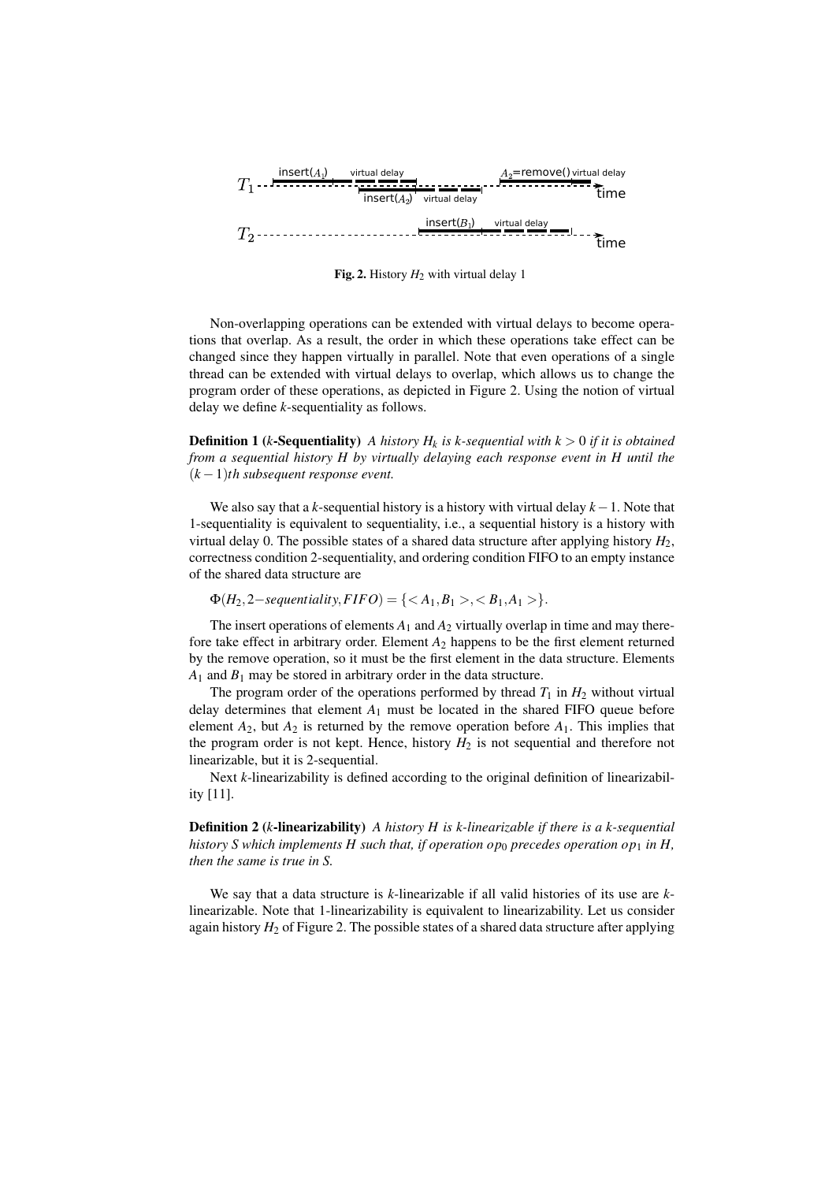Fig. 2. History $H_2$ with virtual delay 1

Non-overlapping operations can be extended with virtual delays to become operations that overlap. As a result, the order in which these operations take effect can be changed since they happen virtually in parallel. Note that even operations of a single thread can be extended with virtual delays to overlap, which allows us to change the program order of these operations, as depicted in Figure 2. Using the notion of virtual delay we define $k$-sequentiality as follows.

**Definition 1 ($k$-Sequentiality)** *A history $H_k$ is $k$-sequential with $k > 0$ if it is obtained from a sequential history $H$ by virtually delaying each response event in $H$ until the $(k-1)$th subsequent response event.*

We also say that a $k$-sequential history is a history with virtual delay $k-1$. Note that 1-sequentiality is equivalent to sequentiality, i.e., a sequential history is a history with virtual delay 0. The possible states of a shared data structure after applying history $H_2$, correctness condition 2-sequentiality, and ordering condition FIFO to an empty instance of the shared data structure are

$\Phi(H_2, 2\text{-}sequentiality, FIFO) = \{<A_1, B_1>, <B_1, A_1>\}$.

The insert operations of elements $A_1$ and $A_2$ virtually overlap in time and may therefore take effect in arbitrary order. Element $A_2$ happens to be the first element returned by the remove operation, so it must be the first element in the data structure. Elements $A_1$ and $B_1$ may be stored in arbitrary order in the data structure.

The program order of the operations performed by thread $T_1$ in $H_2$ without virtual delay determines that element $A_1$ must be located in the shared FIFO queue before element $A_2$, but $A_2$ is returned by the remove operation before $A_1$. This implies that the program order is not kept. Hence, history $H_2$ is not sequential and therefore not linearizable, but it is 2-sequential.

Next $k$-linearizability is defined according to the original definition of linearizability [11].

**Definition 2 ($k$-linearizability)** *A history $H$ is $k$-linearizable if there is a $k$-sequential history $S$ which implements $H$ such that, if operation $op_0$ precedes operation $op_1$ in $H$, then the same is true in $S$.*

We say that a data structure is $k$-linearizable if all valid histories of its use are $k$-linearizable. Note that 1-linearizability is equivalent to linearizability. Let us consider again history $H_2$ of Figure 2. The possible states of a shared data structure after applying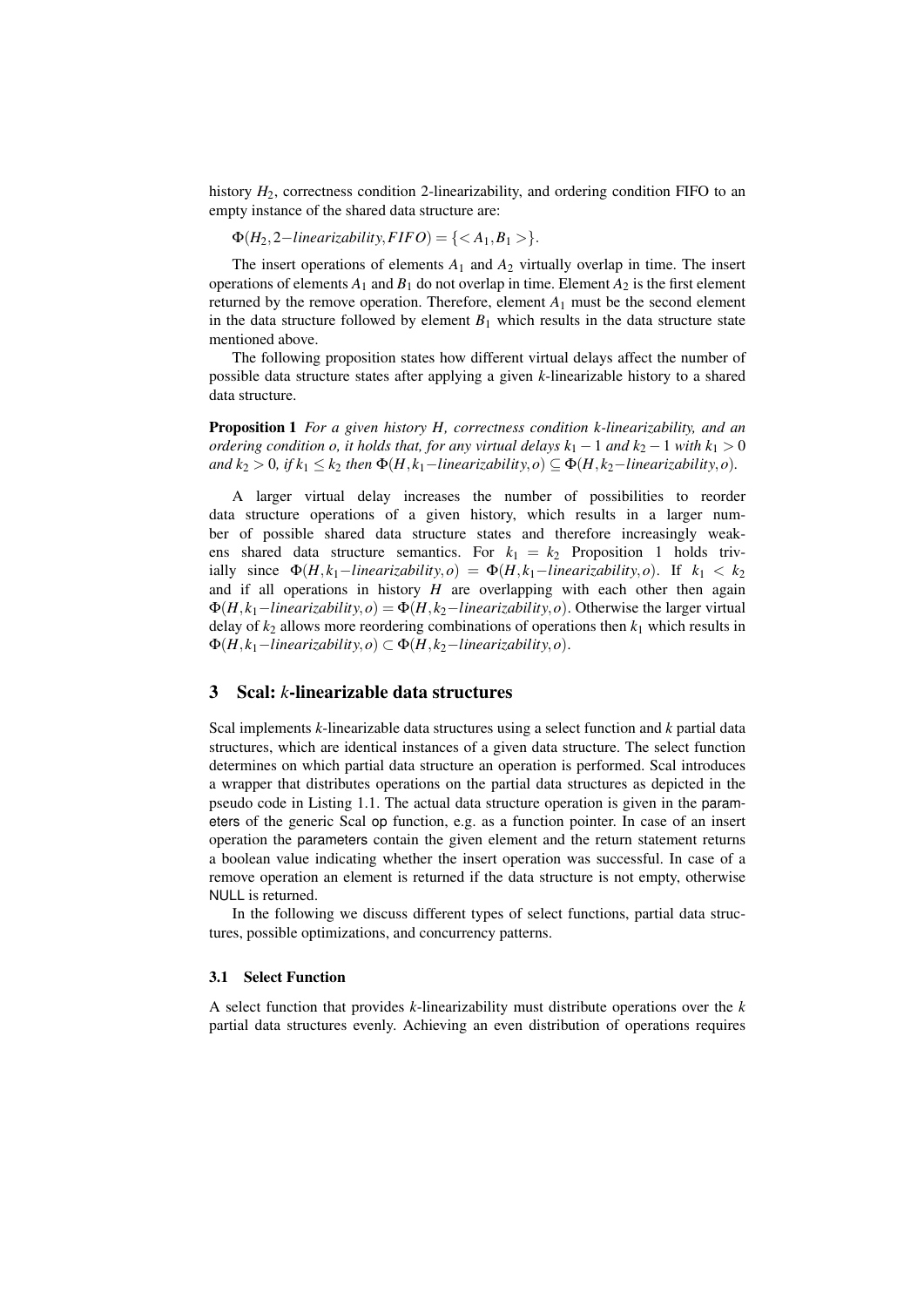history $H_2$, correctness condition 2-linearizability, and ordering condition FIFO to an empty instance of the shared data structure are:

$\Phi(H_2, 2-linearizability, FIFO) = \{<A_1, B_1>\}$.

The insert operations of elements $A_1$ and $A_2$ virtually overlap in time. The insert operations of elements $A_1$ and $B_1$ do not overlap in time. Element $A_2$ is the first element returned by the remove operation. Therefore, element $A_1$ must be the second element in the data structure followed by element $B_1$ which results in the data structure state mentioned above.

The following proposition states how different virtual delays affect the number of possible data structure states after applying a given *k*-linearizable history to a shared data structure.

**Proposition 1** *For a given history H, correctness condition k-linearizability, and an ordering condition o, it holds that, for any virtual delays $k_1 - 1$ and $k_2 - 1$ with $k_1 > 0$ and $k_2 > 0$, if $k_1 \leq k_2$ then $\Phi(H, k_1-linearizability, o) \subseteq \Phi(H, k_2-linearizability, o)$.*

A larger virtual delay increases the number of possibilities to reorder data structure operations of a given history, which results in a larger number of possible shared data structure states and therefore increasingly weakens shared data structure semantics. For $k_1 = k_2$ Proposition 1 holds trivially since $\Phi(H, k_1-linearizability, o) = \Phi(H, k_1-linearizability, o)$. If $k_1 < k_2$ and if all operations in history $H$ are overlapping with each other then again $\Phi(H, k_1-linearizability, o) = \Phi(H, k_2-linearizability, o)$. Otherwise the larger virtual delay of $k_2$ allows more reordering combinations of operations then $k_1$ which results in $\Phi(H, k_1-linearizability, o) \subset \Phi(H, k_2-linearizability, o)$.

## 3 Scal: *k*-linearizable data structures

Scal implements *k*-linearizable data structures using a select function and *k* partial data structures, which are identical instances of a given data structure. The select function determines on which partial data structure an operation is performed. Scal introduces a wrapper that distributes operations on the partial data structures as depicted in the pseudo code in Listing 1.1. The actual data structure operation is given in the parameters of the generic Scal op function, e.g. as a function pointer. In case of an insert operation the parameters contain the given element and the return statement returns a boolean value indicating whether the insert operation was successful. In case of a remove operation an element is returned if the data structure is not empty, otherwise NULL is returned.

In the following we discuss different types of select functions, partial data structures, possible optimizations, and concurrency patterns.

### 3.1 Select Function

A select function that provides *k*-linearizability must distribute operations over the *k* partial data structures evenly. Achieving an even distribution of operations requires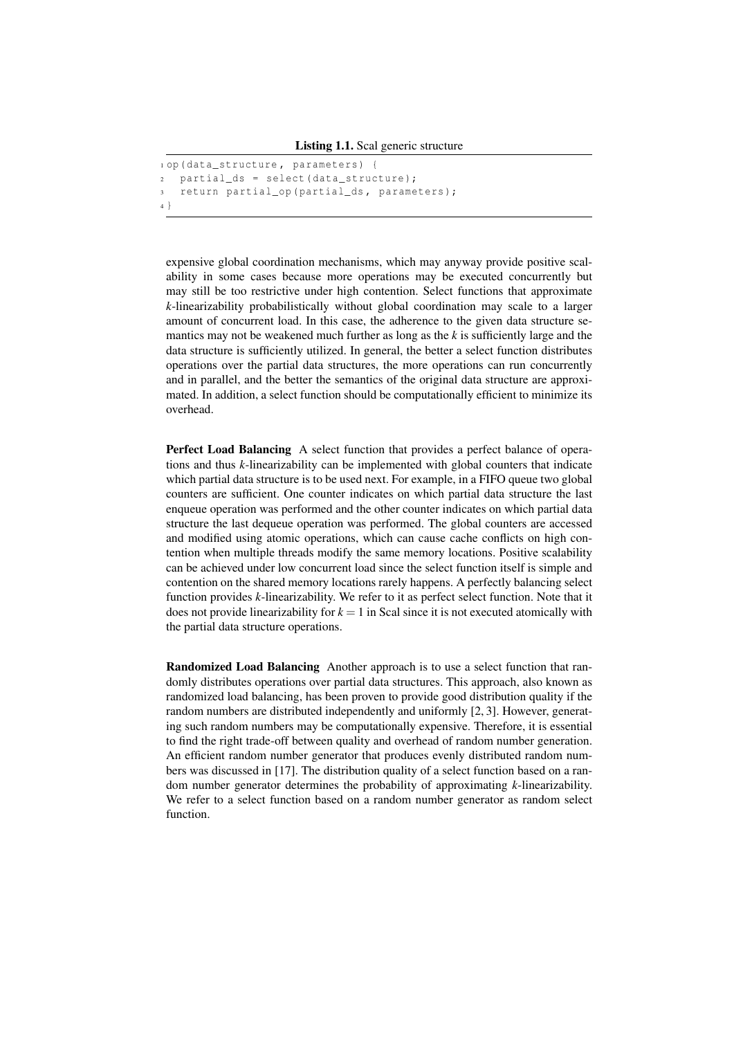**Listing 1.1.** Scal generic structure

```
op(data_structure, parameters) {
  partial_ds = select(data_structure);
  return partial_op(partial_ds, parameters);
}
```

expensive global coordination mechanisms, which may anyway provide positive scalability in some cases because more operations may be executed concurrently but may still be too restrictive under high contention. Select functions that approximate $k$-linearizability probabilistically without global coordination may scale to a larger amount of concurrent load. In this case, the adherence to the given data structure semantics may not be weakened much further as long as the $k$ is sufficiently large and the data structure is sufficiently utilized. In general, the better a select function distributes operations over the partial data structures, the more operations can run concurrently and in parallel, and the better the semantics of the original data structure are approximated. In addition, a select function should be computationally efficient to minimize its overhead.

**Perfect Load Balancing** A select function that provides a perfect balance of operations and thus $k$-linearizability can be implemented with global counters that indicate which partial data structure is to be used next. For example, in a FIFO queue two global counters are sufficient. One counter indicates on which partial data structure the last enqueue operation was performed and the other counter indicates on which partial data structure the last dequeue operation was performed. The global counters are accessed and modified using atomic operations, which can cause cache conflicts on high contention when multiple threads modify the same memory locations. Positive scalability can be achieved under low concurrent load since the select function itself is simple and contention on the shared memory locations rarely happens. A perfectly balancing select function provides $k$-linearizability. We refer to it as perfect select function. Note that it does not provide linearizability for $k = 1$ in Scal since it is not executed atomically with the partial data structure operations.

**Randomized Load Balancing** Another approach is to use a select function that randomly distributes operations over partial data structures. This approach, also known as randomized load balancing, has been proven to provide good distribution quality if the random numbers are distributed independently and uniformly [2, 3]. However, generating such random numbers may be computationally expensive. Therefore, it is essential to find the right trade-off between quality and overhead of random number generation. An efficient random number generator that produces evenly distributed random numbers was discussed in [17]. The distribution quality of a select function based on a random number generator determines the probability of approximating $k$-linearizability. We refer to a select function based on a random number generator as random select function.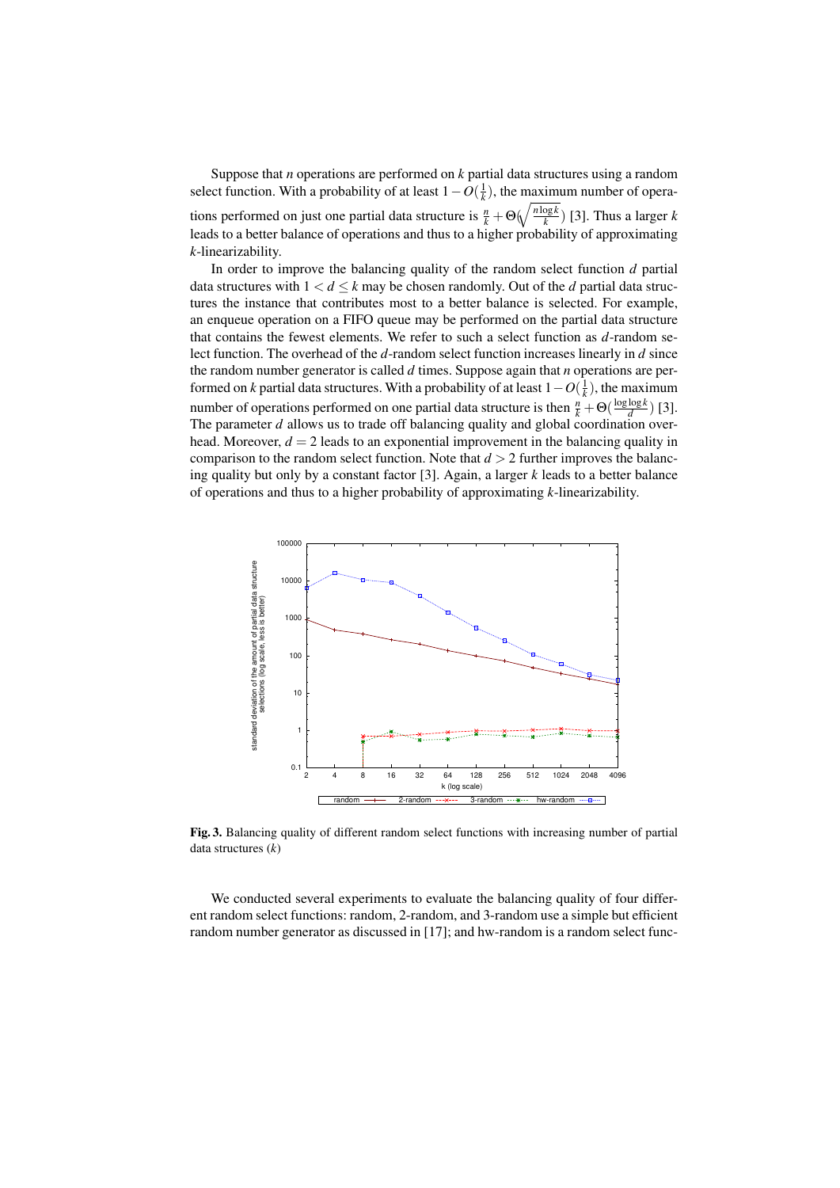Suppose that $n$ operations are performed on $k$ partial data structures using a random select function. With a probability of at least $1 - O(\frac{1}{k})$, the maximum number of operations performed on just one partial data structure is $\frac{n}{k} + \Theta(\sqrt{\frac{n \log k}{k}})$ [3]. Thus a larger $k$ leads to a better balance of operations and thus to a higher probability of approximating $k$-linearizability.

In order to improve the balancing quality of the random select function $d$ partial data structures with $1 < d \leq k$ may be chosen randomly. Out of the $d$ partial data structures the instance that contributes most to a better balance is selected. For example, an enqueue operation on a FIFO queue may be performed on the partial data structure that contains the fewest elements. We refer to such a select function as $d$-random select function. The overhead of the $d$-random select function increases linearly in $d$ since the random number generator is called $d$ times. Suppose again that $n$ operations are performed on $k$ partial data structures. With a probability of at least $1 - O(\frac{1}{k})$, the maximum number of operations performed on one partial data structure is then $\frac{n}{k} + \Theta(\frac{\log \log k}{d})$ [3]. The parameter $d$ allows us to trade off balancing quality and global coordination overhead. Moreover, $d = 2$ leads to an exponential improvement in the balancing quality in comparison to the random select function. Note that $d > 2$ further improves the balancing quality but only by a constant factor [3]. Again, a larger $k$ leads to a better balance of operations and thus to a higher probability of approximating $k$-linearizability.

**Fig. 3.** Balancing quality of different random select functions with increasing number of partial data structures ($k$)

We conducted several experiments to evaluate the balancing quality of four different random select functions: random, 2-random, and 3-random use a simple but efficient random number generator as discussed in [17]; and hw-random is a random select func-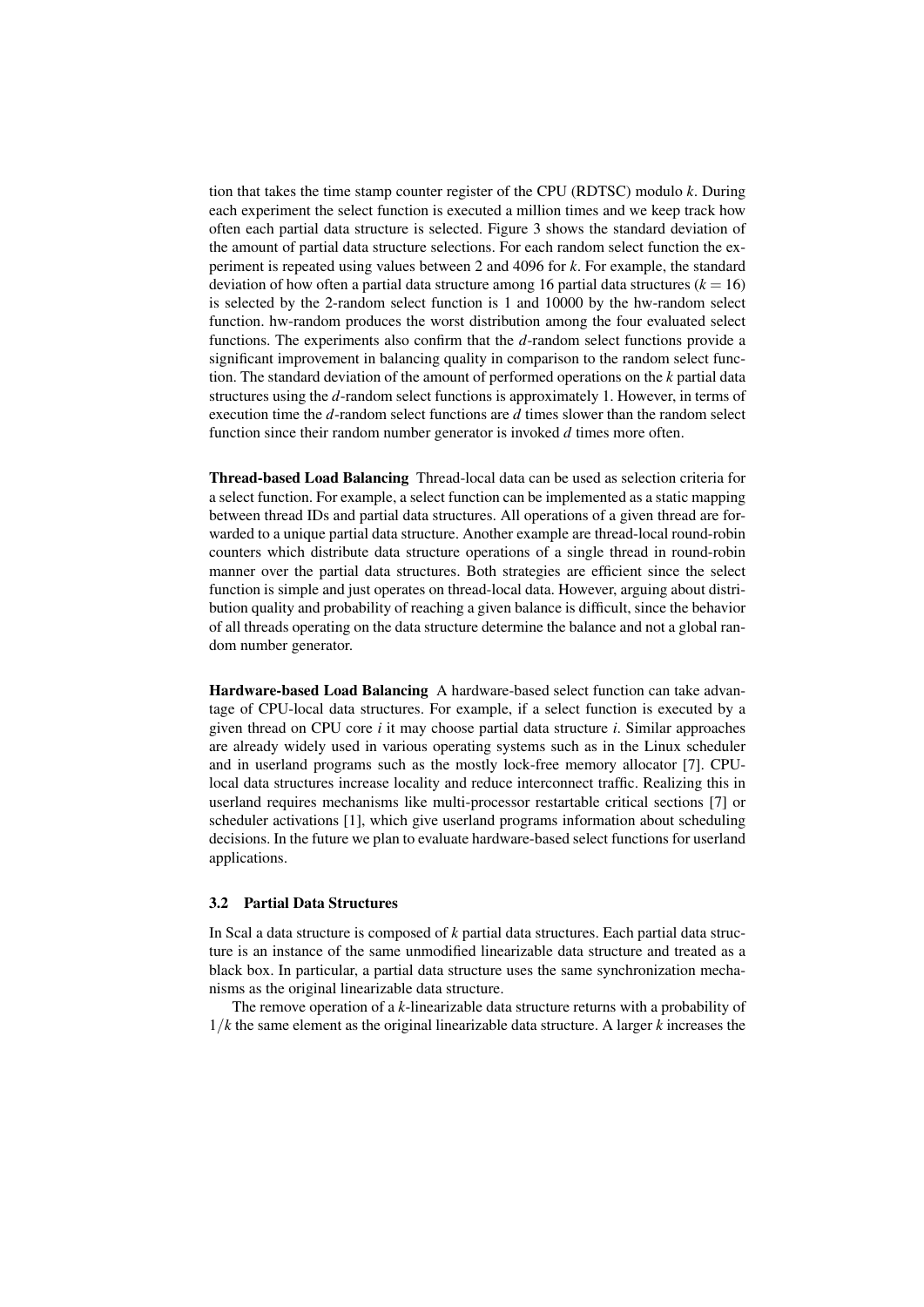tion that takes the time stamp counter register of the CPU (RDTSC) modulo $k$. During each experiment the select function is executed a million times and we keep track how often each partial data structure is selected. Figure 3 shows the standard deviation of the amount of partial data structure selections. For each random select function the experiment is repeated using values between 2 and 4096 for $k$. For example, the standard deviation of how often a partial data structure among 16 partial data structures ($k = 16$) is selected by the 2-random select function is 1 and 10000 by the hw-random select function. hw-random produces the worst distribution among the four evaluated select functions. The experiments also confirm that the $d$-random select functions provide a significant improvement in balancing quality in comparison to the random select function. The standard deviation of the amount of performed operations on the $k$ partial data structures using the $d$-random select functions is approximately 1. However, in terms of execution time the $d$-random select functions are $d$ times slower than the random select function since their random number generator is invoked $d$ times more often.

**Thread-based Load Balancing** Thread-local data can be used as selection criteria for a select function. For example, a select function can be implemented as a static mapping between thread IDs and partial data structures. All operations of a given thread are forwarded to a unique partial data structure. Another example are thread-local round-robin counters which distribute data structure operations of a single thread in round-robin manner over the partial data structures. Both strategies are efficient since the select function is simple and just operates on thread-local data. However, arguing about distribution quality and probability of reaching a given balance is difficult, since the behavior of all threads operating on the data structure determine the balance and not a global random number generator.

**Hardware-based Load Balancing** A hardware-based select function can take advantage of CPU-local data structures. For example, if a select function is executed by a given thread on CPU core $i$ it may choose partial data structure $i$. Similar approaches are already widely used in various operating systems such as in the Linux scheduler and in userland programs such as the mostly lock-free memory allocator [7]. CPU-local data structures increase locality and reduce interconnect traffic. Realizing this in userland requires mechanisms like multi-processor restartable critical sections [7] or scheduler activations [1], which give userland programs information about scheduling decisions. In the future we plan to evaluate hardware-based select functions for userland applications.

### 3.2 Partial Data Structures

In Scal a data structure is composed of $k$ partial data structures. Each partial data structure is an instance of the same unmodified linearizable data structure and treated as a black box. In particular, a partial data structure uses the same synchronization mechanisms as the original linearizable data structure.

The remove operation of a $k$-linearizable data structure returns with a probability of $1/k$ the same element as the original linearizable data structure. A larger $k$ increases the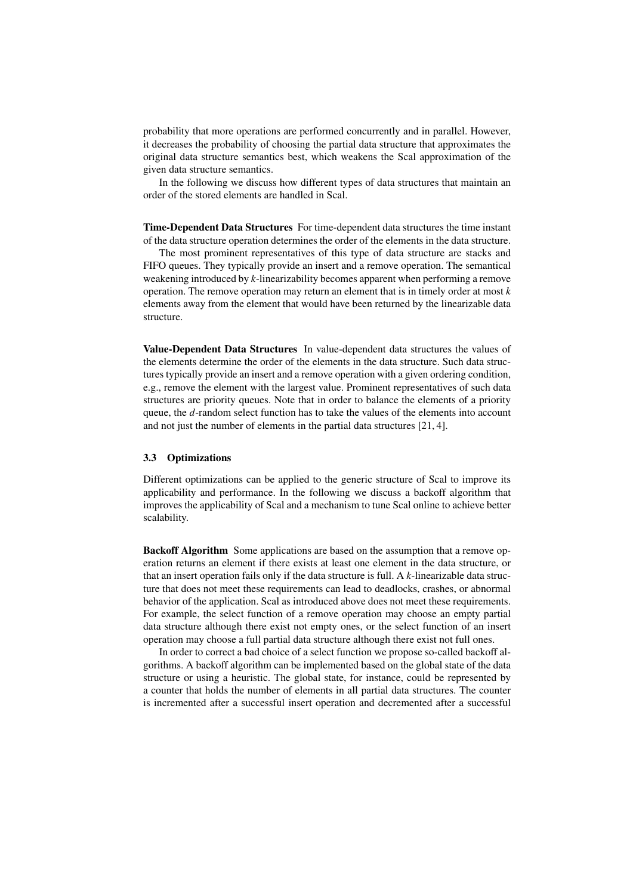probability that more operations are performed concurrently and in parallel. However, it decreases the probability of choosing the partial data structure that approximates the original data structure semantics best, which weakens the Scal approximation of the given data structure semantics.

In the following we discuss how different types of data structures that maintain an order of the stored elements are handled in Scal.

**Time-Dependent Data Structures** For time-dependent data structures the time instant of the data structure operation determines the order of the elements in the data structure.

The most prominent representatives of this type of data structure are stacks and FIFO queues. They typically provide an insert and a remove operation. The semantical weakening introduced by $k$-linearizability becomes apparent when performing a remove operation. The remove operation may return an element that is in timely order at most $k$ elements away from the element that would have been returned by the linearizable data structure.

**Value-Dependent Data Structures** In value-dependent data structures the values of the elements determine the order of the elements in the data structure. Such data structures typically provide an insert and a remove operation with a given ordering condition, e.g., remove the element with the largest value. Prominent representatives of such data structures are priority queues. Note that in order to balance the elements of a priority queue, the $d$-random select function has to take the values of the elements into account and not just the number of elements in the partial data structures [21, 4].

### 3.3 Optimizations

Different optimizations can be applied to the generic structure of Scal to improve its applicability and performance. In the following we discuss a backoff algorithm that improves the applicability of Scal and a mechanism to tune Scal online to achieve better scalability.

**Backoff Algorithm** Some applications are based on the assumption that a remove operation returns an element if there exists at least one element in the data structure, or that an insert operation fails only if the data structure is full. A $k$-linearizable data structure that does not meet these requirements can lead to deadlocks, crashes, or abnormal behavior of the application. Scal as introduced above does not meet these requirements. For example, the select function of a remove operation may choose an empty partial data structure although there exist not empty ones, or the select function of an insert operation may choose a full partial data structure although there exist not full ones.

In order to correct a bad choice of a select function we propose so-called backoff algorithms. A backoff algorithm can be implemented based on the global state of the data structure or using a heuristic. The global state, for instance, could be represented by a counter that holds the number of elements in all partial data structures. The counter is incremented after a successful insert operation and decremented after a successful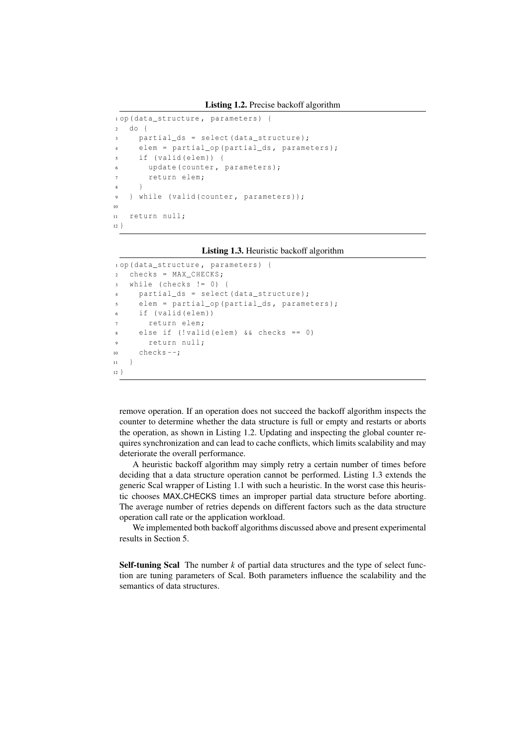**Listing 1.2.** Precise backoff algorithm

```
op(data_structure, parameters) {
  do {
    partial_ds = select(data_structure);
    elem = partial_op(partial_ds, parameters);
    if (valid(elem)) {
      update(counter, parameters);
      return elem;
    }
  } while (valid(counter, parameters));

  return null;
}
```

**Listing 1.3.** Heuristic backoff algorithm

```
op(data_structure, parameters) {
  checks = MAX_CHECKS;
  while (checks != 0) {
    partial_ds = select(data_structure);
    elem = partial_op(partial_ds, parameters);
    if (valid(elem))
      return elem;
    else if (!valid(elem) && checks == 0)
      return null;
    checks--;
  }
}
```

remove operation. If an operation does not succeed the backoff algorithm inspects the counter to determine whether the data structure is full or empty and restarts or aborts the operation, as shown in Listing 1.2. Updating and inspecting the global counter requires synchronization and can lead to cache conflicts, which limits scalability and may deteriorate the overall performance.

A heuristic backoff algorithm may simply retry a certain number of times before deciding that a data structure operation cannot be performed. Listing 1.3 extends the generic Scal wrapper of Listing 1.1 with such a heuristic. In the worst case this heuristic chooses MAX_CHECKS times an improper partial data structure before aborting. The average number of retries depends on different factors such as the data structure operation call rate or the application workload.

We implemented both backoff algorithms discussed above and present experimental results in Section 5.

**Self-tuning Scal** The number $k$ of partial data structures and the type of select function are tuning parameters of Scal. Both parameters influence the scalability and the semantics of data structures.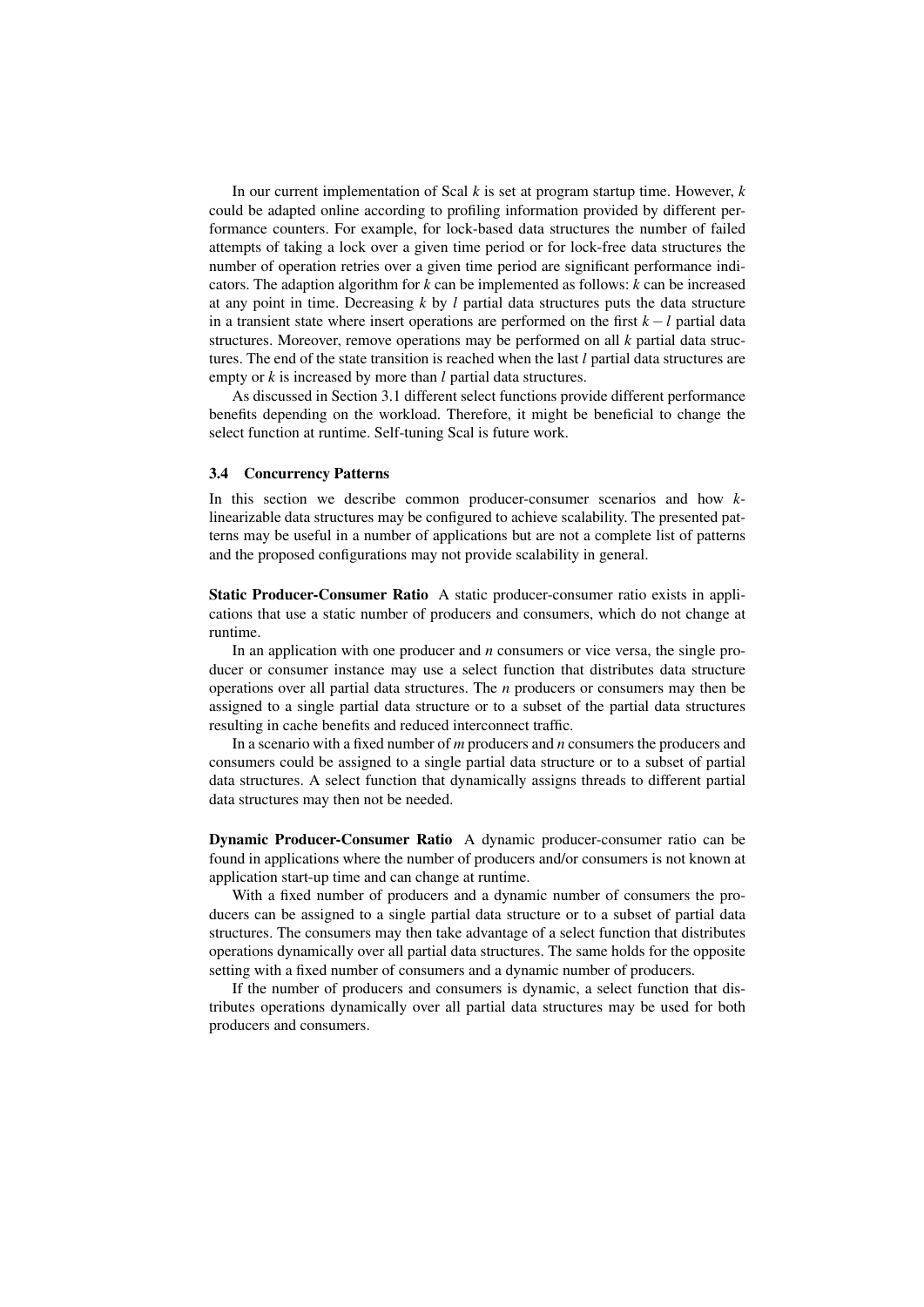In our current implementation of Scal $k$ is set at program startup time. However, $k$ could be adapted online according to profiling information provided by different performance counters. For example, for lock-based data structures the number of failed attempts of taking a lock over a given time period or for lock-free data structures the number of operation retries over a given time period are significant performance indicators. The adaption algorithm for $k$ can be implemented as follows: $k$ can be increased at any point in time. Decreasing $k$ by $l$ partial data structures puts the data structure in a transient state where insert operations are performed on the first $k-l$ partial data structures. Moreover, remove operations may be performed on all $k$ partial data structures. The end of the state transition is reached when the last $l$ partial data structures are empty or $k$ is increased by more than $l$ partial data structures.

As discussed in Section 3.1 different select functions provide different performance benefits depending on the workload. Therefore, it might be beneficial to change the select function at runtime. Self-tuning Scal is future work.

### 3.4 Concurrency Patterns

In this section we describe common producer-consumer scenarios and how $k$-linearizable data structures may be configured to achieve scalability. The presented patterns may be useful in a number of applications but are not a complete list of patterns and the proposed configurations may not provide scalability in general.

**Static Producer-Consumer Ratio** A static producer-consumer ratio exists in applications that use a static number of producers and consumers, which do not change at runtime.

In an application with one producer and $n$ consumers or vice versa, the single producer or consumer instance may use a select function that distributes data structure operations over all partial data structures. The $n$ producers or consumers may then be assigned to a single partial data structure or to a subset of the partial data structures resulting in cache benefits and reduced interconnect traffic.

In a scenario with a fixed number of $m$ producers and $n$ consumers the producers and consumers could be assigned to a single partial data structure or to a subset of partial data structures. A select function that dynamically assigns threads to different partial data structures may then not be needed.

**Dynamic Producer-Consumer Ratio** A dynamic producer-consumer ratio can be found in applications where the number of producers and/or consumers is not known at application start-up time and can change at runtime.

With a fixed number of producers and a dynamic number of consumers the producers can be assigned to a single partial data structure or to a subset of partial data structures. The consumers may then take advantage of a select function that distributes operations dynamically over all partial data structures. The same holds for the opposite setting with a fixed number of consumers and a dynamic number of producers.

If the number of producers and consumers is dynamic, a select function that distributes operations dynamically over all partial data structures may be used for both producers and consumers.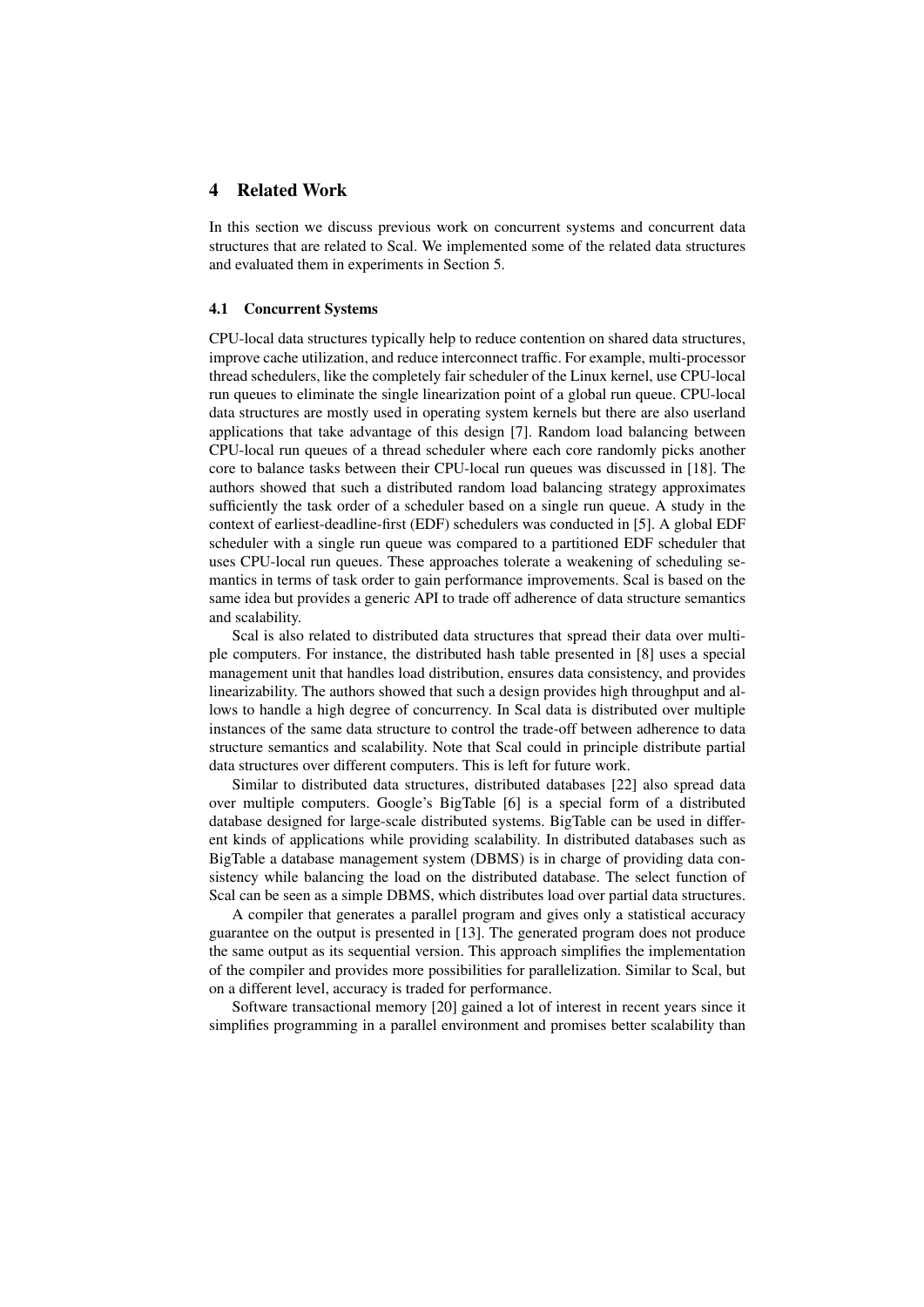## 4 Related Work

In this section we discuss previous work on concurrent systems and concurrent data structures that are related to Scal. We implemented some of the related data structures and evaluated them in experiments in Section 5.

### 4.1 Concurrent Systems

CPU-local data structures typically help to reduce contention on shared data structures, improve cache utilization, and reduce interconnect traffic. For example, multi-processor thread schedulers, like the completely fair scheduler of the Linux kernel, use CPU-local run queues to eliminate the single linearization point of a global run queue. CPU-local data structures are mostly used in operating system kernels but there are also userland applications that take advantage of this design [7]. Random load balancing between CPU-local run queues of a thread scheduler where each core randomly picks another core to balance tasks between their CPU-local run queues was discussed in [18]. The authors showed that such a distributed random load balancing strategy approximates sufficiently the task order of a scheduler based on a single run queue. A study in the context of earliest-deadline-first (EDF) schedulers was conducted in [5]. A global EDF scheduler with a single run queue was compared to a partitioned EDF scheduler that uses CPU-local run queues. These approaches tolerate a weakening of scheduling semantics in terms of task order to gain performance improvements. Scal is based on the same idea but provides a generic API to trade off adherence of data structure semantics and scalability.

Scal is also related to distributed data structures that spread their data over multiple computers. For instance, the distributed hash table presented in [8] uses a special management unit that handles load distribution, ensures data consistency, and provides linearizability. The authors showed that such a design provides high throughput and allows to handle a high degree of concurrency. In Scal data is distributed over multiple instances of the same data structure to control the trade-off between adherence to data structure semantics and scalability. Note that Scal could in principle distribute partial data structures over different computers. This is left for future work.

Similar to distributed data structures, distributed databases [22] also spread data over multiple computers. Google's BigTable [6] is a special form of a distributed database designed for large-scale distributed systems. BigTable can be used in different kinds of applications while providing scalability. In distributed databases such as BigTable a database management system (DBMS) is in charge of providing data consistency while balancing the load on the distributed database. The select function of Scal can be seen as a simple DBMS, which distributes load over partial data structures.

A compiler that generates a parallel program and gives only a statistical accuracy guarantee on the output is presented in [13]. The generated program does not produce the same output as its sequential version. This approach simplifies the implementation of the compiler and provides more possibilities for parallelization. Similar to Scal, but on a different level, accuracy is traded for performance.

Software transactional memory [20] gained a lot of interest in recent years since it simplifies programming in a parallel environment and promises better scalability than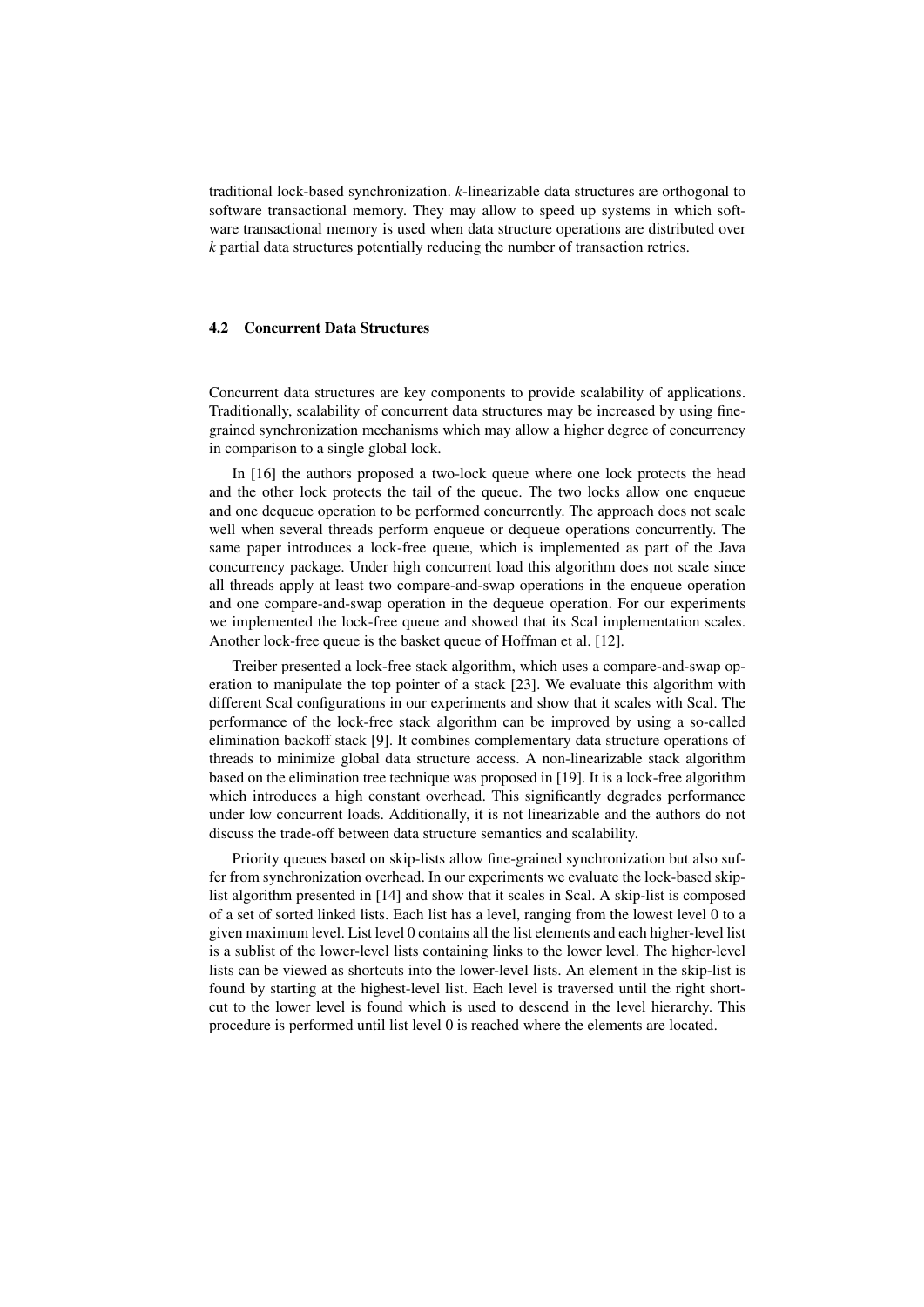traditional lock-based synchronization. *k*-linearizable data structures are orthogonal to software transactional memory. They may allow to speed up systems in which software transactional memory is used when data structure operations are distributed over *k* partial data structures potentially reducing the number of transaction retries.

### 4.2 Concurrent Data Structures

Concurrent data structures are key components to provide scalability of applications. Traditionally, scalability of concurrent data structures may be increased by using fine-grained synchronization mechanisms which may allow a higher degree of concurrency in comparison to a single global lock.

In [16] the authors proposed a two-lock queue where one lock protects the head and the other lock protects the tail of the queue. The two locks allow one enqueue and one dequeue operation to be performed concurrently. The approach does not scale well when several threads perform enqueue or dequeue operations concurrently. The same paper introduces a lock-free queue, which is implemented as part of the Java concurrency package. Under high concurrent load this algorithm does not scale since all threads apply at least two compare-and-swap operations in the enqueue operation and one compare-and-swap operation in the dequeue operation. For our experiments we implemented the lock-free queue and showed that its Scal implementation scales. Another lock-free queue is the basket queue of Hoffman et al. [12].

Treiber presented a lock-free stack algorithm, which uses a compare-and-swap operation to manipulate the top pointer of a stack [23]. We evaluate this algorithm with different Scal configurations in our experiments and show that it scales with Scal. The performance of the lock-free stack algorithm can be improved by using a so-called elimination backoff stack [9]. It combines complementary data structure operations of threads to minimize global data structure access. A non-linearizable stack algorithm based on the elimination tree technique was proposed in [19]. It is a lock-free algorithm which introduces a high constant overhead. This significantly degrades performance under low concurrent loads. Additionally, it is not linearizable and the authors do not discuss the trade-off between data structure semantics and scalability.

Priority queues based on skip-lists allow fine-grained synchronization but also suffer from synchronization overhead. In our experiments we evaluate the lock-based skip-list algorithm presented in [14] and show that it scales in Scal. A skip-list is composed of a set of sorted linked lists. Each list has a level, ranging from the lowest level 0 to a given maximum level. List level 0 contains all the list elements and each higher-level list is a sublist of the lower-level lists containing links to the lower level. The higher-level lists can be viewed as shortcuts into the lower-level lists. An element in the skip-list is found by starting at the highest-level list. Each level is traversed until the right shortcut to the lower level is found which is used to descend in the level hierarchy. This procedure is performed until list level 0 is reached where the elements are located.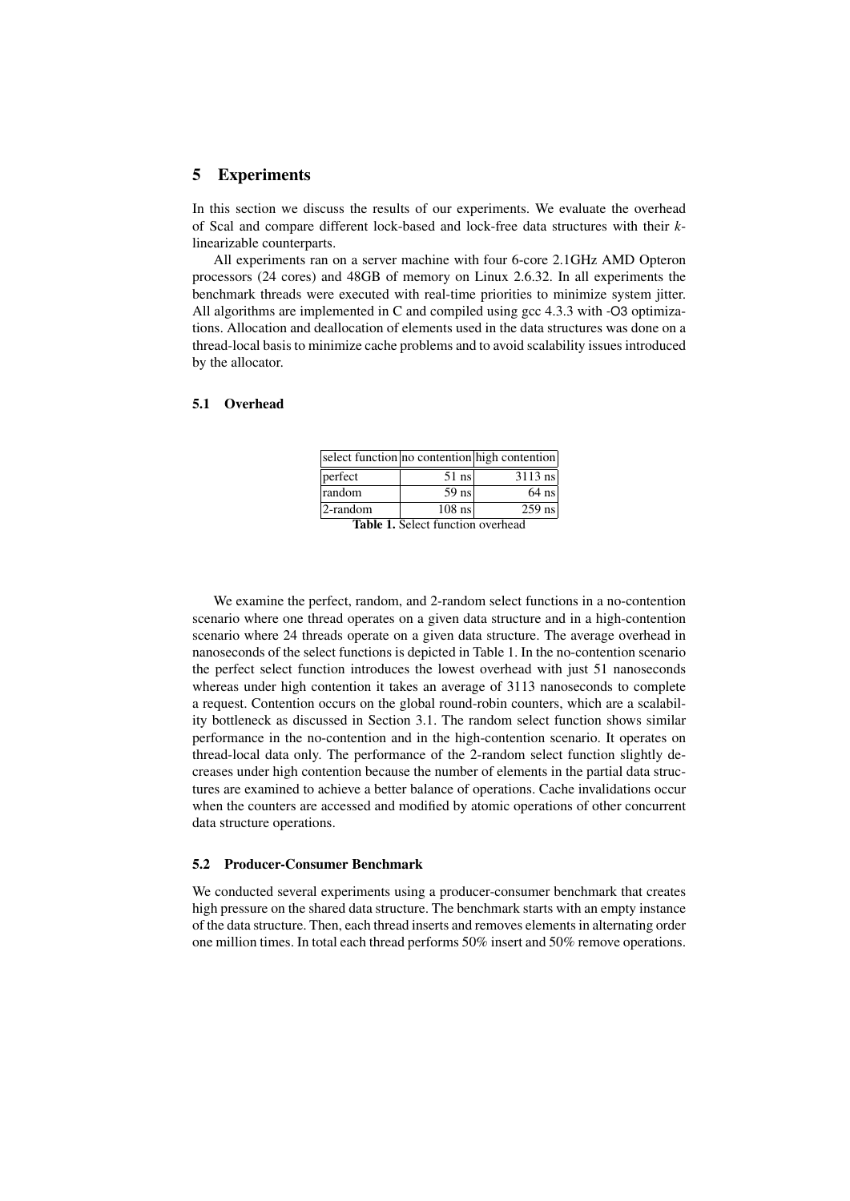## 5 Experiments

In this section we discuss the results of our experiments. We evaluate the overhead of Scal and compare different lock-based and lock-free data structures with their $k$-linearizable counterparts.

All experiments ran on a server machine with four 6-core 2.1GHz AMD Opteron processors (24 cores) and 48GB of memory on Linux 2.6.32. In all experiments the benchmark threads were executed with real-time priorities to minimize system jitter. All algorithms are implemented in C and compiled using gcc 4.3.3 with -O3 optimizations. Allocation and deallocation of elements used in the data structures was done on a thread-local basis to minimize cache problems and to avoid scalability issues introduced by the allocator.

### 5.1 Overhead

| select function | no contention | high contention |
|---|---|---|
| perfect | 51 ns | 3113 ns |
| random | 59 ns | 64 ns |
| 2-random | 108 ns | 259 ns |

**Table 1.** Select function overhead

We examine the perfect, random, and 2-random select functions in a no-contention scenario where one thread operates on a given data structure and in a high-contention scenario where 24 threads operate on a given data structure. The average overhead in nanoseconds of the select functions is depicted in Table 1. In the no-contention scenario the perfect select function introduces the lowest overhead with just 51 nanoseconds whereas under high contention it takes an average of 3113 nanoseconds to complete a request. Contention occurs on the global round-robin counters, which are a scalability bottleneck as discussed in Section 3.1. The random select function shows similar performance in the no-contention and in the high-contention scenario. It operates on thread-local data only. The performance of the 2-random select function slightly decreases under high contention because the number of elements in the partial data structures are examined to achieve a better balance of operations. Cache invalidations occur when the counters are accessed and modified by atomic operations of other concurrent data structure operations.

### 5.2 Producer-Consumer Benchmark

We conducted several experiments using a producer-consumer benchmark that creates high pressure on the shared data structure. The benchmark starts with an empty instance of the data structure. Then, each thread inserts and removes elements in alternating order one million times. In total each thread performs 50% insert and 50% remove operations.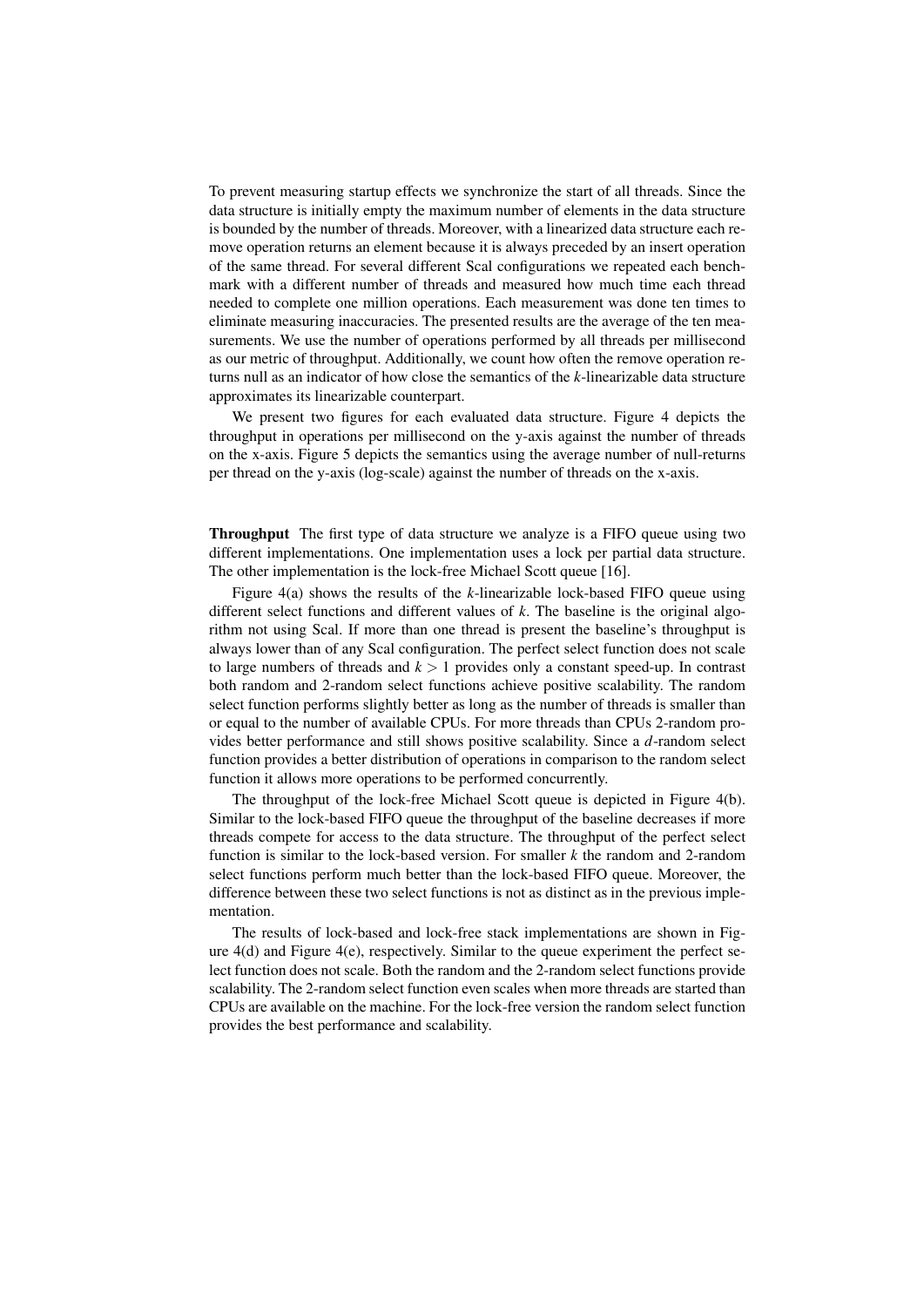To prevent measuring startup effects we synchronize the start of all threads. Since the data structure is initially empty the maximum number of elements in the data structure is bounded by the number of threads. Moreover, with a linearized data structure each remove operation returns an element because it is always preceded by an insert operation of the same thread. For several different Scal configurations we repeated each benchmark with a different number of threads and measured how much time each thread needed to complete one million operations. Each measurement was done ten times to eliminate measuring inaccuracies. The presented results are the average of the ten measurements. We use the number of operations performed by all threads per millisecond as our metric of throughput. Additionally, we count how often the remove operation returns null as an indicator of how close the semantics of the $k$-linearizable data structure approximates its linearizable counterpart.

We present two figures for each evaluated data structure. Figure 4 depicts the throughput in operations per millisecond on the y-axis against the number of threads on the x-axis. Figure 5 depicts the semantics using the average number of null-returns per thread on the y-axis (log-scale) against the number of threads on the x-axis.

**Throughput** The first type of data structure we analyze is a FIFO queue using two different implementations. One implementation uses a lock per partial data structure. The other implementation is the lock-free Michael Scott queue [16].

Figure 4(a) shows the results of the $k$-linearizable lock-based FIFO queue using different select functions and different values of $k$. The baseline is the original algorithm not using Scal. If more than one thread is present the baseline's throughput is always lower than of any Scal configuration. The perfect select function does not scale to large numbers of threads and $k > 1$ provides only a constant speed-up. In contrast both random and 2-random select functions achieve positive scalability. The random select function performs slightly better as long as the number of threads is smaller than or equal to the number of available CPUs. For more threads than CPUs 2-random provides better performance and still shows positive scalability. Since a $d$-random select function provides a better distribution of operations in comparison to the random select function it allows more operations to be performed concurrently.

The throughput of the lock-free Michael Scott queue is depicted in Figure 4(b). Similar to the lock-based FIFO queue the throughput of the baseline decreases if more threads compete for access to the data structure. The throughput of the perfect select function is similar to the lock-based version. For smaller $k$ the random and 2-random select functions perform much better than the lock-based FIFO queue. Moreover, the difference between these two select functions is not as distinct as in the previous implementation.

The results of lock-based and lock-free stack implementations are shown in Figure 4(d) and Figure 4(e), respectively. Similar to the queue experiment the perfect select function does not scale. Both the random and the 2-random select functions provide scalability. The 2-random select function even scales when more threads are started than CPUs are available on the machine. For the lock-free version the random select function provides the best performance and scalability.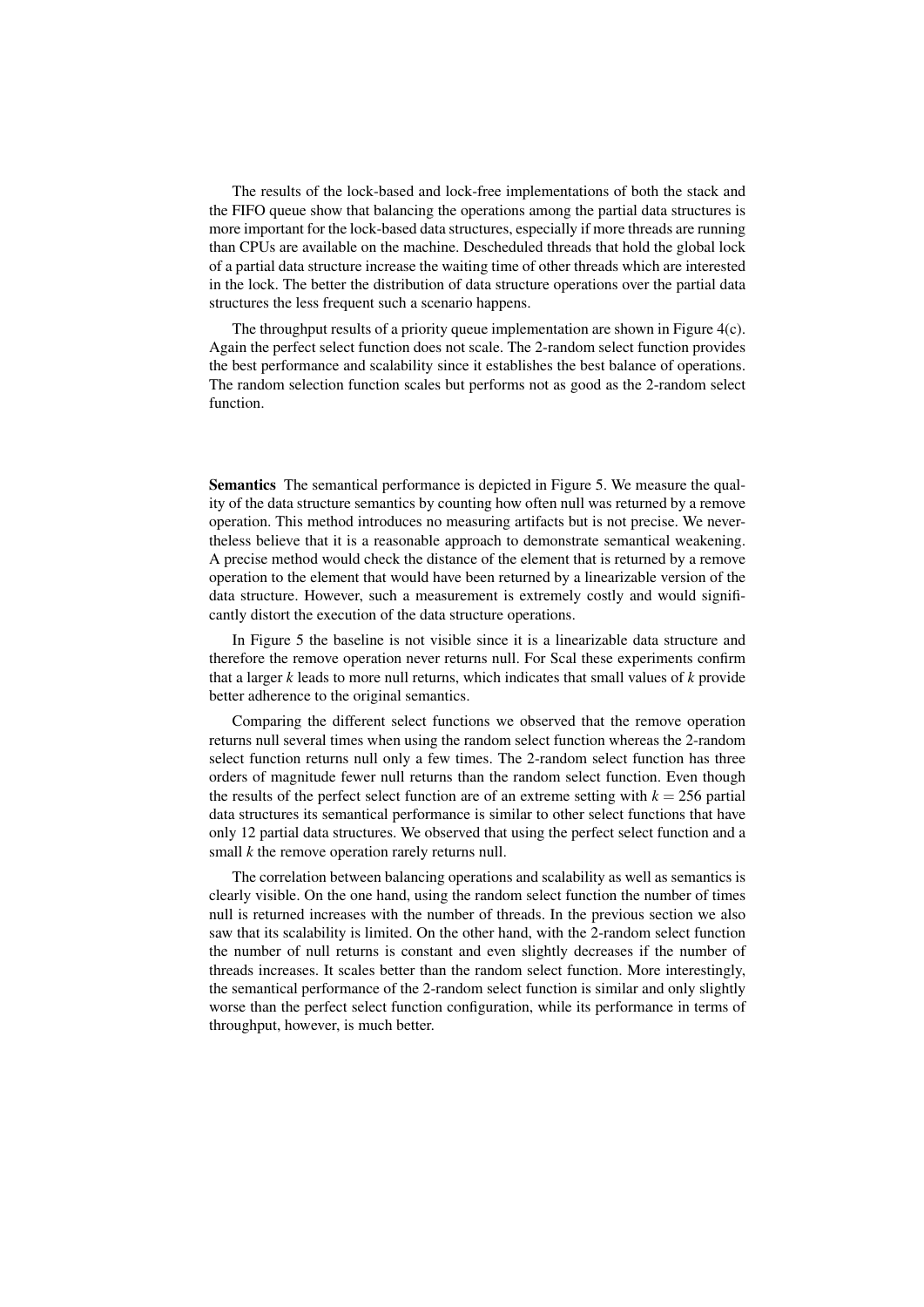The results of the lock-based and lock-free implementations of both the stack and the FIFO queue show that balancing the operations among the partial data structures is more important for the lock-based data structures, especially if more threads are running than CPUs are available on the machine. Descheduled threads that hold the global lock of a partial data structure increase the waiting time of other threads which are interested in the lock. The better the distribution of data structure operations over the partial data structures the less frequent such a scenario happens.

The throughput results of a priority queue implementation are shown in Figure 4(c). Again the perfect select function does not scale. The 2-random select function provides the best performance and scalability since it establishes the best balance of operations. The random selection function scales but performs not as good as the 2-random select function.

**Semantics** The semantical performance is depicted in Figure 5. We measure the quality of the data structure semantics by counting how often null was returned by a remove operation. This method introduces no measuring artifacts but is not precise. We nevertheless believe that it is a reasonable approach to demonstrate semantical weakening. A precise method would check the distance of the element that is returned by a remove operation to the element that would have been returned by a linearizable version of the data structure. However, such a measurement is extremely costly and would significantly distort the execution of the data structure operations.

In Figure 5 the baseline is not visible since it is a linearizable data structure and therefore the remove operation never returns null. For Scal these experiments confirm that a larger $k$ leads to more null returns, which indicates that small values of $k$ provide better adherence to the original semantics.

Comparing the different select functions we observed that the remove operation returns null several times when using the random select function whereas the 2-random select function returns null only a few times. The 2-random select function has three orders of magnitude fewer null returns than the random select function. Even though the results of the perfect select function are of an extreme setting with $k = 256$ partial data structures its semantical performance is similar to other select functions that have only 12 partial data structures. We observed that using the perfect select function and a small $k$ the remove operation rarely returns null.

The correlation between balancing operations and scalability as well as semantics is clearly visible. On the one hand, using the random select function the number of times null is returned increases with the number of threads. In the previous section we also saw that its scalability is limited. On the other hand, with the 2-random select function the number of null returns is constant and even slightly decreases if the number of threads increases. It scales better than the random select function. More interestingly, the semantical performance of the 2-random select function is similar and only slightly worse than the perfect select function configuration, while its performance in terms of throughput, however, is much better.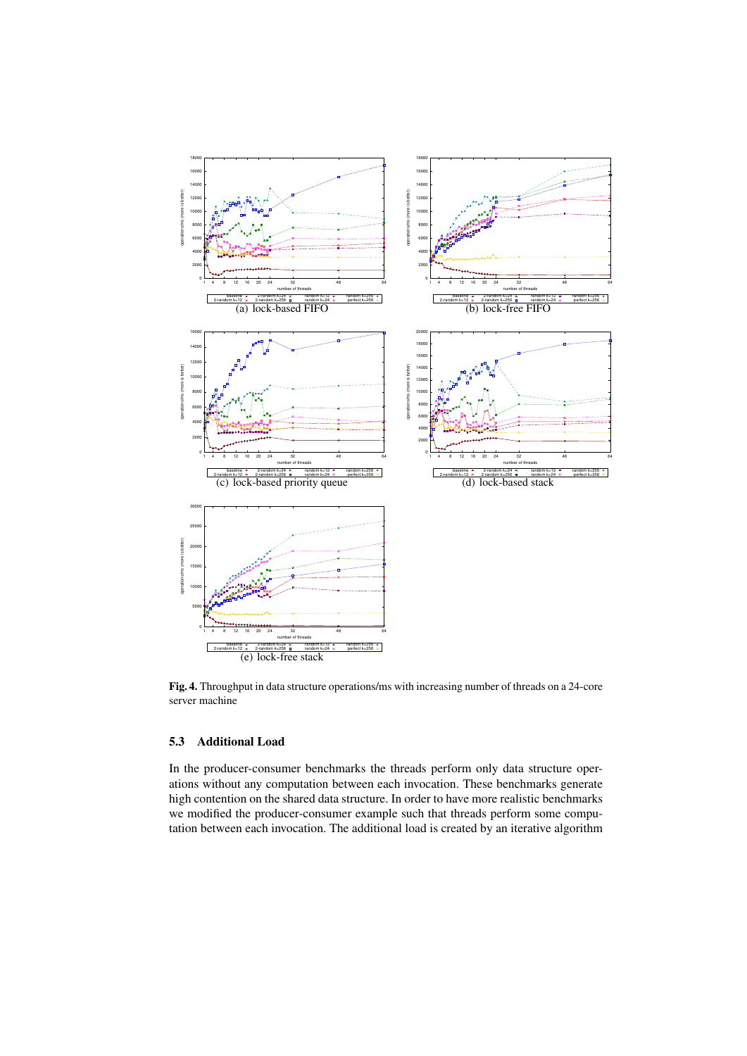(a) lock-based FIFO

(b) lock-free FIFO

(c) lock-based priority queue

(d) lock-based stack

(e) lock-free stack

**Fig. 4.** Throughput in data structure operations/ms with increasing number of threads on a 24-core server machine

### 5.3 Additional Load

In the producer-consumer benchmarks the threads perform only data structure operations without any computation between each invocation. These benchmarks generate high contention on the shared data structure. In order to have more realistic benchmarks we modified the producer-consumer example such that threads perform some computation between each invocation. The additional load is created by an iterative algorithm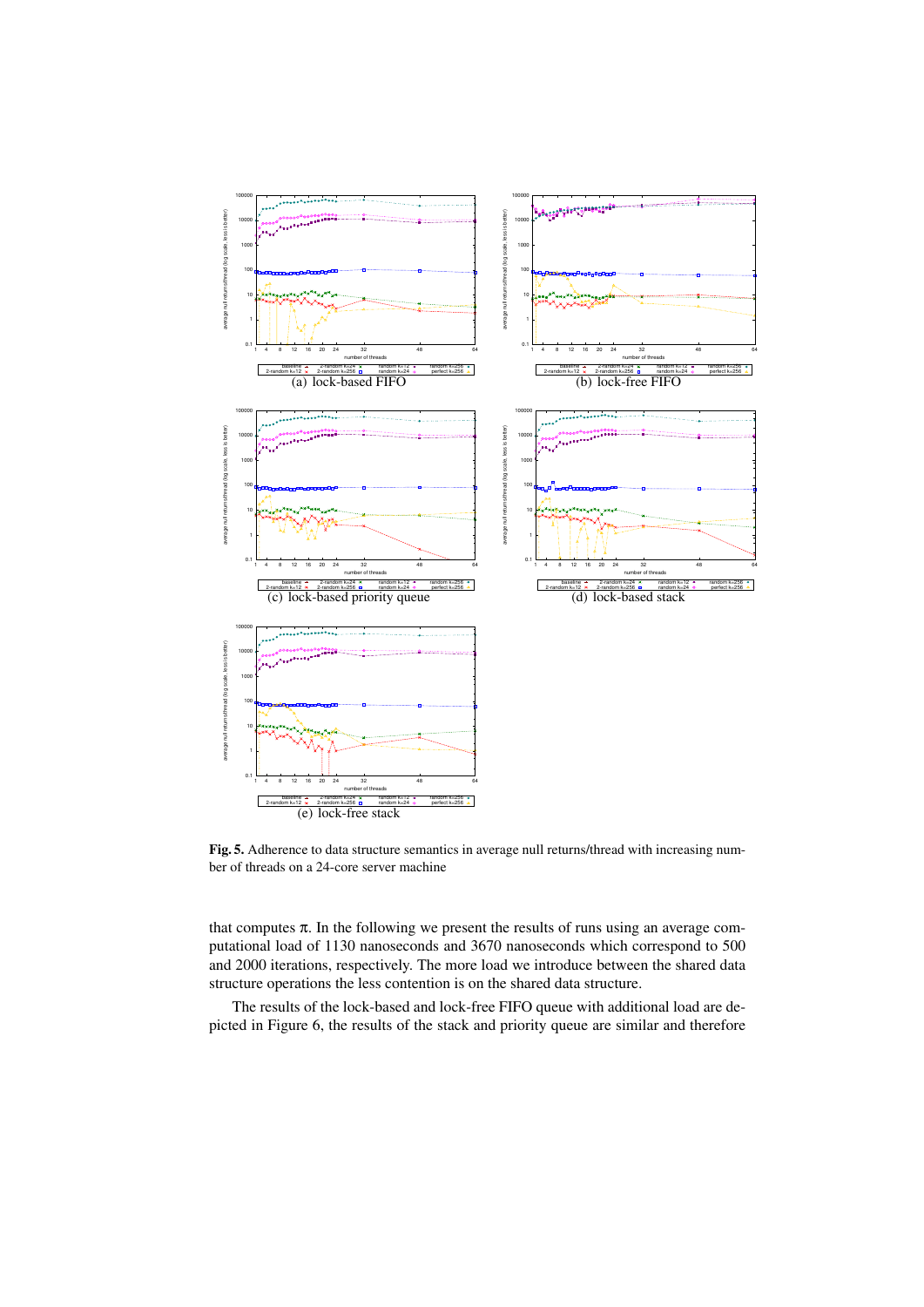(a) lock-based FIFO

(b) lock-free FIFO

(c) lock-based priority queue

(d) lock-based stack

(e) lock-free stack

**Fig. 5.** Adherence to data structure semantics in average null returns/thread with increasing number of threads on a 24-core server machine

that computes π. In the following we present the results of runs using an average computational load of 1130 nanoseconds and 3670 nanoseconds which correspond to 500 and 2000 iterations, respectively. The more load we introduce between the shared data structure operations the less contention is on the shared data structure.

The results of the lock-based and lock-free FIFO queue with additional load are depicted in Figure 6, the results of the stack and priority queue are similar and therefore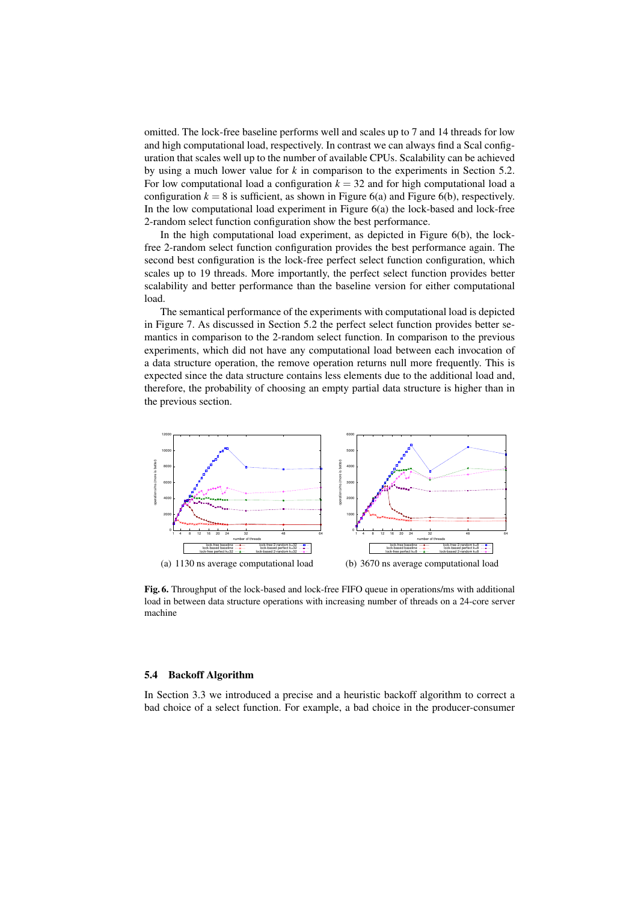omitted. The lock-free baseline performs well and scales up to 7 and 14 threads for low and high computational load, respectively. In contrast we can always find a Scal configuration that scales well up to the number of available CPUs. Scalability can be achieved by using a much lower value for $k$ in comparison to the experiments in Section 5.2. For low computational load a configuration $k = 32$ and for high computational load a configuration $k = 8$ is sufficient, as shown in Figure 6(a) and Figure 6(b), respectively. In the low computational load experiment in Figure 6(a) the lock-based and lock-free 2-random select function configuration show the best performance.

In the high computational load experiment, as depicted in Figure 6(b), the lock-free 2-random select function configuration provides the best performance again. The second best configuration is the lock-free perfect select function configuration, which scales up to 19 threads. More importantly, the perfect select function provides better scalability and better performance than the baseline version for either computational load.

The semantical performance of the experiments with computational load is depicted in Figure 7. As discussed in Section 5.2 the perfect select function provides better semantics in comparison to the 2-random select function. In comparison to the previous experiments, which did not have any computational load between each invocation of a data structure operation, the remove operation returns null more frequently. This is expected since the data structure contains less elements due to the additional load and, therefore, the probability of choosing an empty partial data structure is higher than in the previous section.

(a) 1130 ns average computational load

(b) 3670 ns average computational load

**Fig. 6.** Throughput of the lock-based and lock-free FIFO queue in operations/ms with additional load in between data structure operations with increasing number of threads on a 24-core server machine

### 5.4 Backoff Algorithm

In Section 3.3 we introduced a precise and a heuristic backoff algorithm to correct a bad choice of a select function. For example, a bad choice in the producer-consumer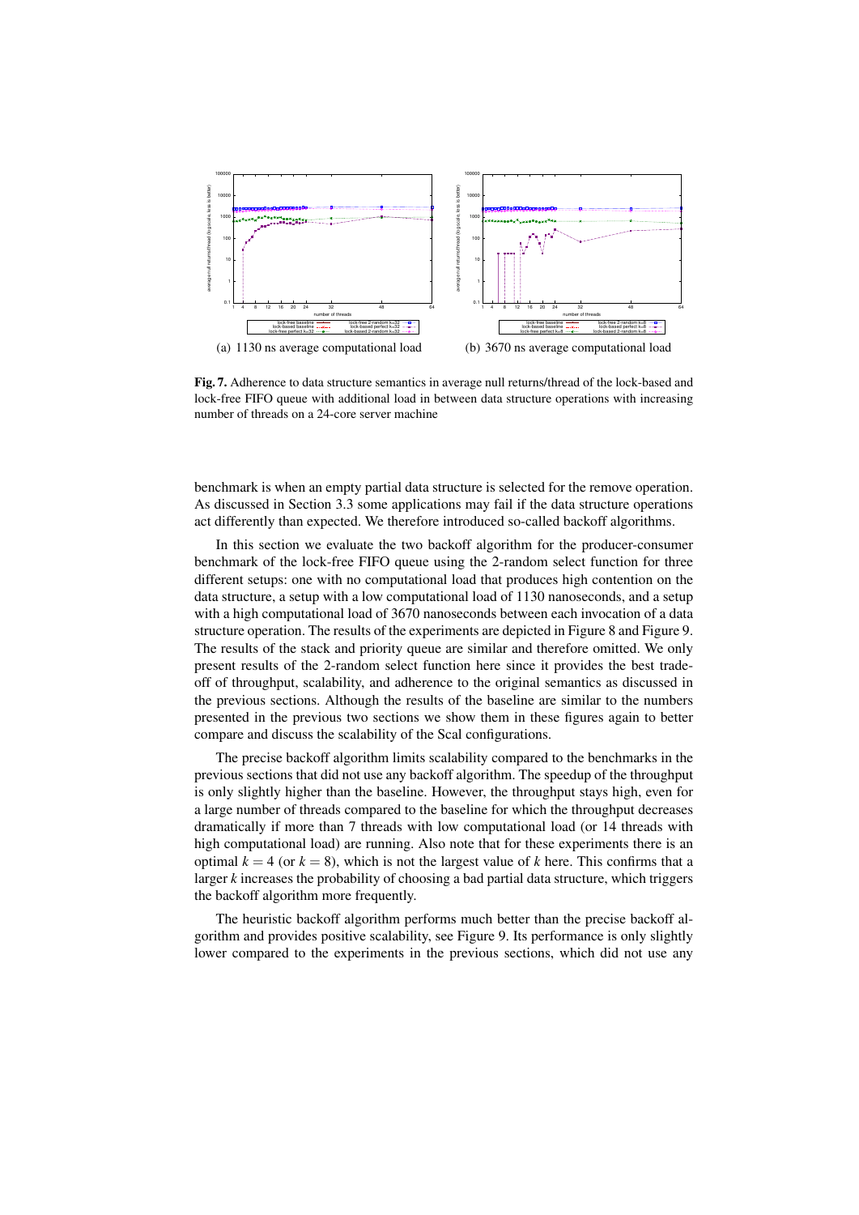(a) 1130 ns average computational load

(b) 3670 ns average computational load

**Fig. 7.** Adherence to data structure semantics in average null returns/thread of the lock-based and lock-free FIFO queue with additional load in between data structure operations with increasing number of threads on a 24-core server machine

benchmark is when an empty partial data structure is selected for the remove operation. As discussed in Section 3.3 some applications may fail if the data structure operations act differently than expected. We therefore introduced so-called backoff algorithms.

In this section we evaluate the two backoff algorithm for the producer-consumer benchmark of the lock-free FIFO queue using the 2-random select function for three different setups: one with no computational load that produces high contention on the data structure, a setup with a low computational load of 1130 nanoseconds, and a setup with a high computational load of 3670 nanoseconds between each invocation of a data structure operation. The results of the experiments are depicted in Figure 8 and Figure 9. The results of the stack and priority queue are similar and therefore omitted. We only present results of the 2-random select function here since it provides the best trade-off of throughput, scalability, and adherence to the original semantics as discussed in the previous sections. Although the results of the baseline are similar to the numbers presented in the previous two sections we show them in these figures again to better compare and discuss the scalability of the Scal configurations.

The precise backoff algorithm limits scalability compared to the benchmarks in the previous sections that did not use any backoff algorithm. The speedup of the throughput is only slightly higher than the baseline. However, the throughput stays high, even for a large number of threads compared to the baseline for which the throughput decreases dramatically if more than 7 threads with low computational load (or 14 threads with high computational load) are running. Also note that for these experiments there is an optimal $k = 4$ (or $k = 8$), which is not the largest value of $k$ here. This confirms that a larger $k$ increases the probability of choosing a bad partial data structure, which triggers the backoff algorithm more frequently.

The heuristic backoff algorithm performs much better than the precise backoff algorithm and provides positive scalability, see Figure 9. Its performance is only slightly lower compared to the experiments in the previous sections, which did not use any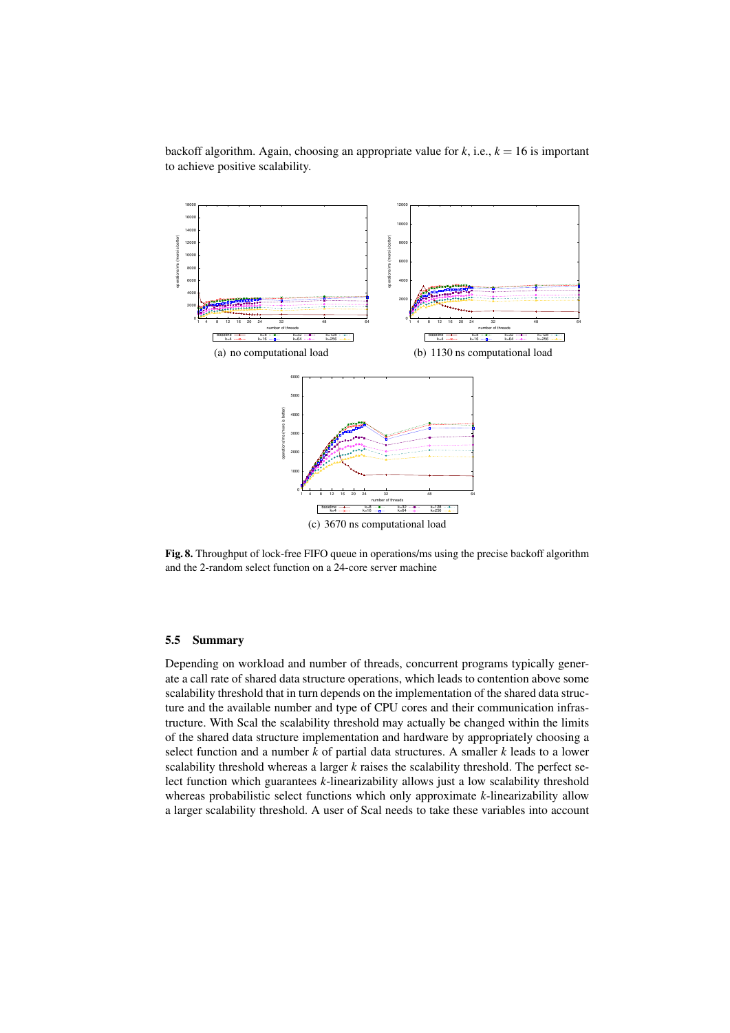backoff algorithm. Again, choosing an appropriate value for $k$, i.e., $k = 16$ is important to achieve positive scalability.

(a) no computational load

(b) 1130 ns computational load

(c) 3670 ns computational load

**Fig. 8.** Throughput of lock-free FIFO queue in operations/ms using the precise backoff algorithm and the 2-random select function on a 24-core server machine

### 5.5 Summary

Depending on workload and number of threads, concurrent programs typically generate a call rate of shared data structure operations, which leads to contention above some scalability threshold that in turn depends on the implementation of the shared data structure and the available number and type of CPU cores and their communication infrastructure. With Scal the scalability threshold may actually be changed within the limits of the shared data structure implementation and hardware by appropriately choosing a select function and a number $k$ of partial data structures. A smaller $k$ leads to a lower scalability threshold whereas a larger $k$ raises the scalability threshold. The perfect select function which guarantees $k$-linearizability allows just a low scalability threshold whereas probabilistic select functions which only approximate $k$-linearizability allow a larger scalability threshold. A user of Scal needs to take these variables into account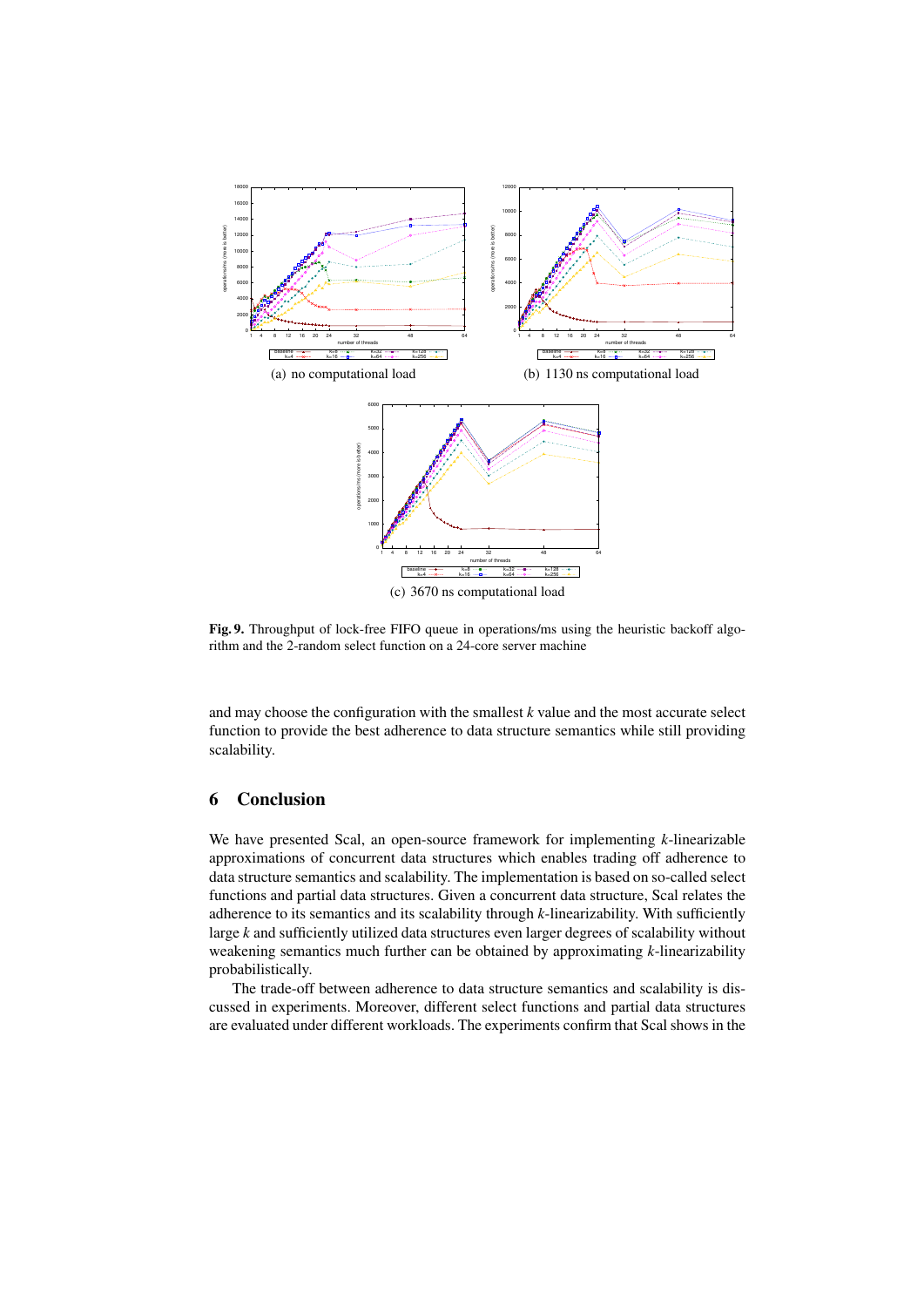(a) no computational load

(b) 1130 ns computational load

(c) 3670 ns computational load

**Fig. 9.** Throughput of lock-free FIFO queue in operations/ms using the heuristic backoff algorithm and the 2-random select function on a 24-core server machine

and may choose the configuration with the smallest $k$ value and the most accurate select function to provide the best adherence to data structure semantics while still providing scalability.

## 6 Conclusion

We have presented Scal, an open-source framework for implementing $k$-linearizable approximations of concurrent data structures which enables trading off adherence to data structure semantics and scalability. The implementation is based on so-called select functions and partial data structures. Given a concurrent data structure, Scal relates the adherence to its semantics and its scalability through $k$-linearizability. With sufficiently large $k$ and sufficiently utilized data structures even larger degrees of scalability without weakening semantics much further can be obtained by approximating $k$-linearizability probabilistically.

The trade-off between adherence to data structure semantics and scalability is discussed in experiments. Moreover, different select functions and partial data structures are evaluated under different workloads. The experiments confirm that Scal shows in the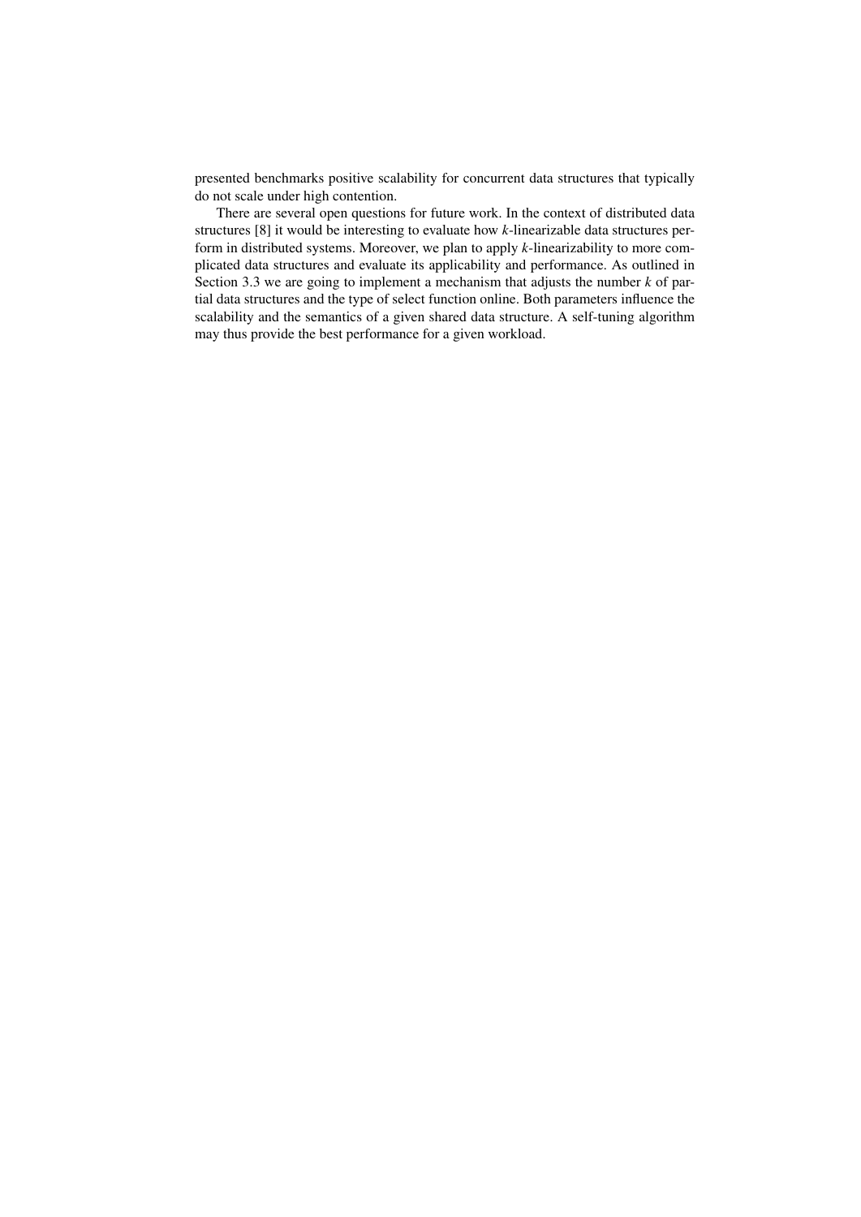presented benchmarks positive scalability for concurrent data structures that typically do not scale under high contention.

There are several open questions for future work. In the context of distributed data structures [8] it would be interesting to evaluate how $k$-linearizable data structures perform in distributed systems. Moreover, we plan to apply $k$-linearizability to more complicated data structures and evaluate its applicability and performance. As outlined in Section 3.3 we are going to implement a mechanism that adjusts the number $k$ of partial data structures and the type of select function online. Both parameters influence the scalability and the semantics of a given shared data structure. A self-tuning algorithm may thus provide the best performance for a given workload.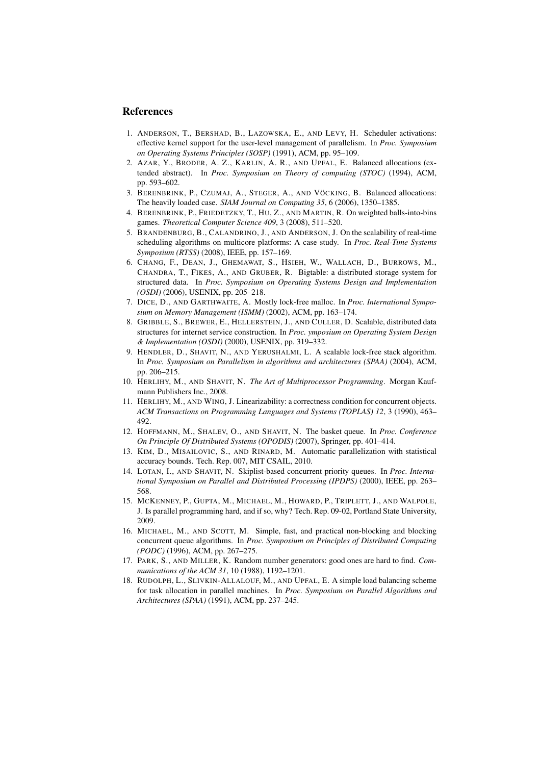## References

1. Anderson, T., Bershad, B., Lazowska, E., and Levy, H. Scheduler activations: effective kernel support for the user-level management of parallelism. In *Proc. Symposium on Operating Systems Principles (SOSP)* (1991), ACM, pp. 95–109.
2. Azar, Y., Broder, A. Z., Karlin, A. R., and Upfal, E. Balanced allocations (extended abstract). In *Proc. Symposium on Theory of computing (STOC)* (1994), ACM, pp. 593–602.
3. Berenbrink, P., Czumaj, A., Steger, A., and Vöcking, B. Balanced allocations: The heavily loaded case. *SIAM Journal on Computing 35*, 6 (2006), 1350–1385.
4. Berenbrink, P., Friedetzky, T., Hu, Z., and Martin, R. On weighted balls-into-bins games. *Theoretical Computer Science 409*, 3 (2008), 511–520.
5. Brandenburg, B., Calandrino, J., and Anderson, J. On the scalability of real-time scheduling algorithms on multicore platforms: A case study. In *Proc. Real-Time Systems Symposium (RTSS)* (2008), IEEE, pp. 157–169.
6. Chang, F., Dean, J., Ghemawat, S., Hsieh, W., Wallach, D., Burrows, M., Chandra, T., Fikes, A., and Gruber, R. Bigtable: a distributed storage system for structured data. In *Proc. Symposium on Operating Systems Design and Implementation (OSDI)* (2006), USENIX, pp. 205–218.
7. Dice, D., and Garthwaite, A. Mostly lock-free malloc. In *Proc. International Symposium on Memory Management (ISMM)* (2002), ACM, pp. 163–174.
8. Gribble, S., Brewer, E., Hellerstein, J., and Culler, D. Scalable, distributed data structures for internet service construction. In *Proc. ymposium on Operating System Design & Implementation (OSDI)* (2000), USENIX, pp. 319–332.
9. Hendler, D., Shavit, N., and Yerushalmi, L. A scalable lock-free stack algorithm. In *Proc. Symposium on Parallelism in algorithms and architectures (SPAA)* (2004), ACM, pp. 206–215.
10. Herlihy, M., and Shavit, N. *The Art of Multiprocessor Programming*. Morgan Kaufmann Publishers Inc., 2008.
11. Herlihy, M., and Wing, J. Linearizability: a correctness condition for concurrent objects. *ACM Transactions on Programming Languages and Systems (TOPLAS) 12*, 3 (1990), 463–492.
12. Hoffmann, M., Shalev, O., and Shavit, N. The basket queue. In *Proc. Conference On Principle Of Distributed Systems (OPODIS)* (2007), Springer, pp. 401–414.
13. Kim, D., Misailovic, S., and Rinard, M. Automatic parallelization with statistical accuracy bounds. Tech. Rep. 007, MIT CSAIL, 2010.
14. Lotan, I., and Shavit, N. Skiplist-based concurrent priority queues. In *Proc. International Symposium on Parallel and Distributed Processing (IPDPS)* (2000), IEEE, pp. 263–568.
15. McKenney, P., Gupta, M., Michael, M., Howard, P., Triplett, J., and Walpole, J. Is parallel programming hard, and if so, why? Tech. Rep. 09-02, Portland State University, 2009.
16. Michael, M., and Scott, M. Simple, fast, and practical non-blocking and blocking concurrent queue algorithms. In *Proc. Symposium on Principles of Distributed Computing (PODC)* (1996), ACM, pp. 267–275.
17. Park, S., and Miller, K. Random number generators: good ones are hard to find. *Communications of the ACM 31*, 10 (1988), 1192–1201.
18. Rudolph, L., Slivkin-Allalouf, M., and Upfal, E. A simple load balancing scheme for task allocation in parallel machines. In *Proc. Symposium on Parallel Algorithms and Architectures (SPAA)* (1991), ACM, pp. 237–245.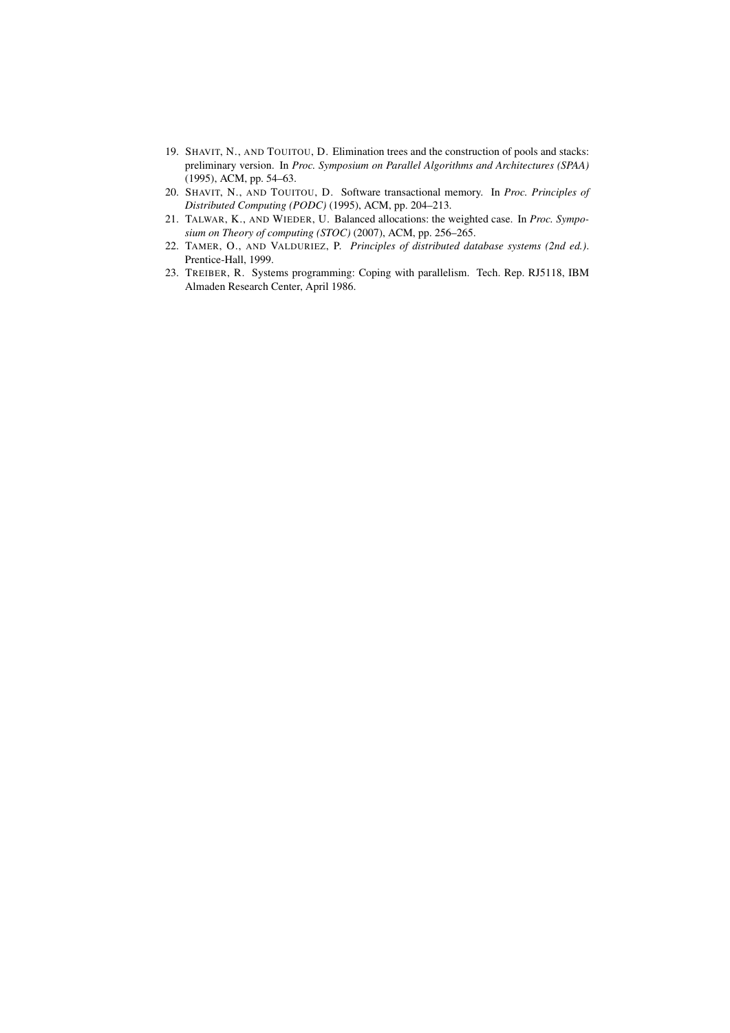19. Shavit, N., and Touitou, D. Elimination trees and the construction of pools and stacks: preliminary version. In *Proc. Symposium on Parallel Algorithms and Architectures (SPAA)* (1995), ACM, pp. 54–63.
20. Shavit, N., and Touitou, D. Software transactional memory. In *Proc. Principles of Distributed Computing (PODC)* (1995), ACM, pp. 204–213.
21. Talwar, K., and Wieder, U. Balanced allocations: the weighted case. In *Proc. Symposium on Theory of computing (STOC)* (2007), ACM, pp. 256–265.
22. Tamer, O., and Valduriez, P. *Principles of distributed database systems (2nd ed.)*. Prentice-Hall, 1999.
23. Treiber, R. Systems programming: Coping with parallelism. Tech. Rep. RJ5118, IBM Almaden Research Center, April 1986.